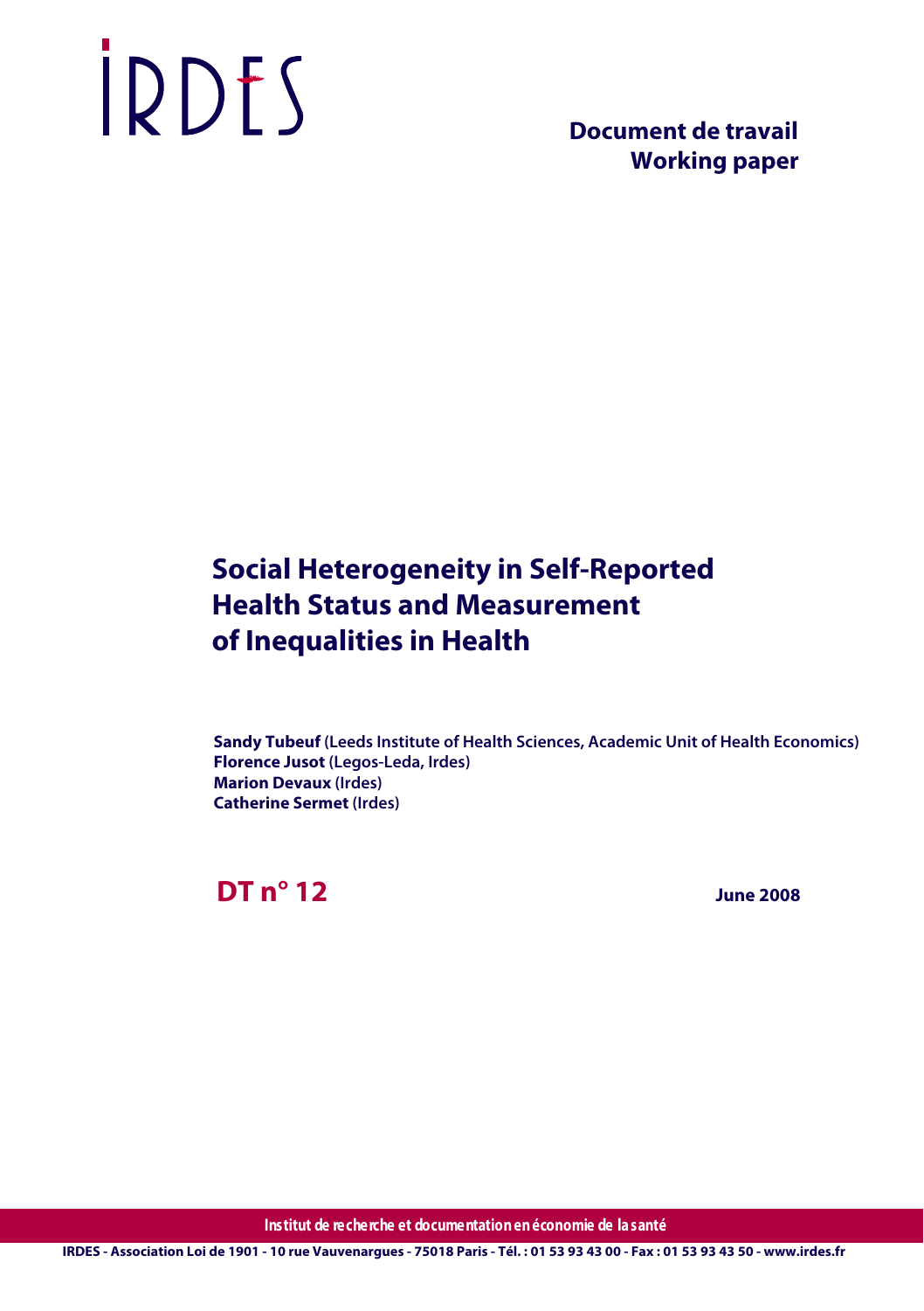IRDES

**Document de travail**
**Working paper**

# Social Heterogeneity in Self-Reported Health Status and Measurement of Inequalities in Health

**Sandy Tubeuf** (Leeds Institute of Health Sciences, Academic Unit of Health Economics)
**Florence Jusot** (Legos-Leda, Irdes)
**Marion Devaux** (Irdes)
**Catherine Sermet** (Irdes)

**DT n° 12**

**June 2008**

Institut de recherche et documentation en économie de la santé

IRDES - Association Loi de 1901 - 10 rue Vauvenargues - 75018 Paris - Tél. : 01 53 93 43 00 - Fax : 01 53 93 43 50 - www.irdes.fr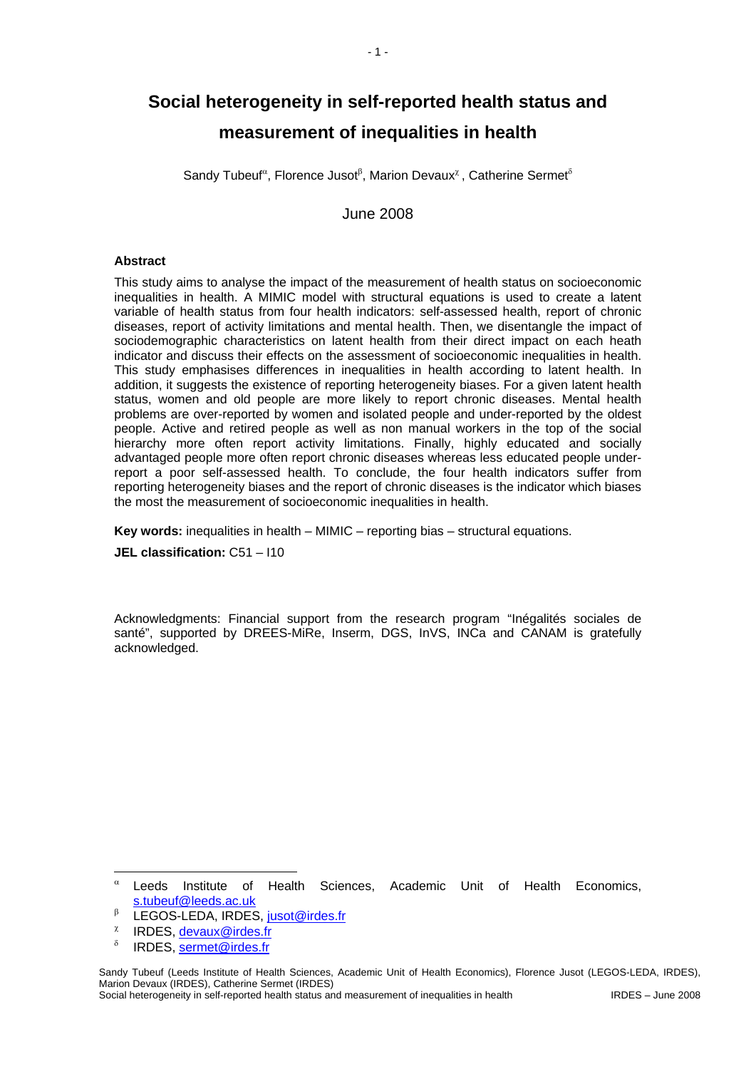# Social heterogeneity in self-reported health status and measurement of inequalities in health

Sandy Tubeuf[α], Florence Jusot[β], Marion Devaux[χ], Catherine Sermet[δ]

June 2008

**Abstract**

This study aims to analyse the impact of the measurement of health status on socioeconomic inequalities in health. A MIMIC model with structural equations is used to create a latent variable of health status from four health indicators: self-assessed health, report of chronic diseases, report of activity limitations and mental health. Then, we disentangle the impact of sociodemographic characteristics on latent health from their direct impact on each heath indicator and discuss their effects on the assessment of socioeconomic inequalities in health. This study emphasises differences in inequalities in health according to latent health. In addition, it suggests the existence of reporting heterogeneity biases. For a given latent health status, women and old people are more likely to report chronic diseases. Mental health problems are over-reported by women and isolated people and under-reported by the oldest people. Active and retired people as well as non manual workers in the top of the social hierarchy more often report activity limitations. Finally, highly educated and socially advantaged people more often report chronic diseases whereas less educated people under-report a poor self-assessed health. To conclude, the four health indicators suffer from reporting heterogeneity biases and the report of chronic diseases is the indicator which biases the most the measurement of socioeconomic inequalities in health.

**Key words:** inequalities in health – MIMIC – reporting bias – structural equations.

**JEL classification:** C51 – I10

Acknowledgments: Financial support from the research program "Inégalités sociales de santé", supported by DREES-MiRe, Inserm, DGS, InVS, INCa and CANAM is gratefully acknowledged.

---

[α] Leeds Institute of Health Sciences, Academic Unit of Health Economics, s.tubeuf@leeds.ac.uk

[β] LEGOS-LEDA, IRDES, jusot@irdes.fr

[χ] IRDES, devaux@irdes.fr

[δ] IRDES, sermet@irdes.fr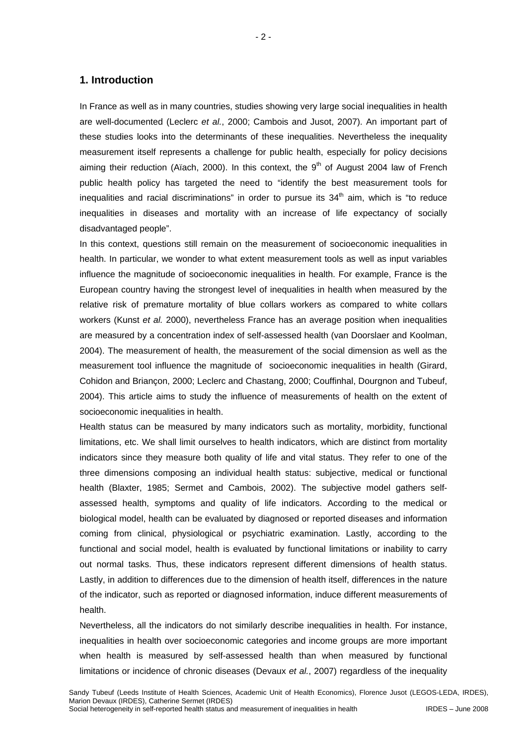## 1. Introduction

In France as well as in many countries, studies showing very large social inequalities in health are well-documented (Leclerc *et al.*, 2000; Cambois and Jusot, 2007). An important part of these studies looks into the determinants of these inequalities. Nevertheless the inequality measurement itself represents a challenge for public health, especially for policy decisions aiming their reduction (Aïach, 2000). In this context, the 9th of August 2004 law of French public health policy has targeted the need to "identify the best measurement tools for inequalities and racial discriminations" in order to pursue its 34th aim, which is "to reduce inequalities in diseases and mortality with an increase of life expectancy of socially disadvantaged people".

In this context, questions still remain on the measurement of socioeconomic inequalities in health. In particular, we wonder to what extent measurement tools as well as input variables influence the magnitude of socioeconomic inequalities in health. For example, France is the European country having the strongest level of inequalities in health when measured by the relative risk of premature mortality of blue collars workers as compared to white collars workers (Kunst *et al.* 2000), nevertheless France has an average position when inequalities are measured by a concentration index of self-assessed health (van Doorslaer and Koolman, 2004). The measurement of health, the measurement of the social dimension as well as the measurement tool influence the magnitude of socioeconomic inequalities in health (Girard, Cohidon and Briançon, 2000; Leclerc and Chastang, 2000; Couffinhal, Dourgnon and Tubeuf, 2004). This article aims to study the influence of measurements of health on the extent of socioeconomic inequalities in health.

Health status can be measured by many indicators such as mortality, morbidity, functional limitations, etc. We shall limit ourselves to health indicators, which are distinct from mortality indicators since they measure both quality of life and vital status. They refer to one of the three dimensions composing an individual health status: subjective, medical or functional health (Blaxter, 1985; Sermet and Cambois, 2002). The subjective model gathers self-assessed health, symptoms and quality of life indicators. According to the medical or biological model, health can be evaluated by diagnosed or reported diseases and information coming from clinical, physiological or psychiatric examination. Lastly, according to the functional and social model, health is evaluated by functional limitations or inability to carry out normal tasks. Thus, these indicators represent different dimensions of health status. Lastly, in addition to differences due to the dimension of health itself, differences in the nature of the indicator, such as reported or diagnosed information, induce different measurements of health.

Nevertheless, all the indicators do not similarly describe inequalities in health. For instance, inequalities in health over socioeconomic categories and income groups are more important when health is measured by self-assessed health than when measured by functional limitations or incidence of chronic diseases (Devaux *et al.*, 2007) regardless of the inequality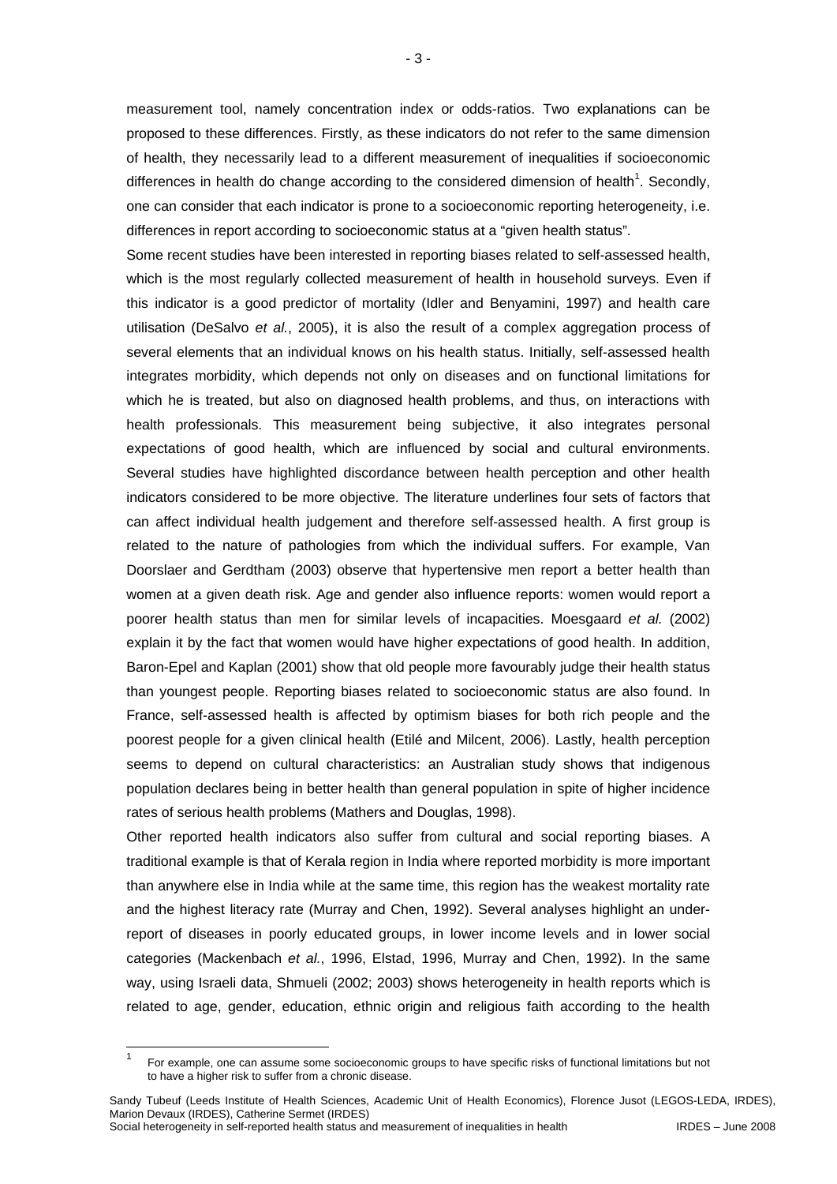measurement tool, namely concentration index or odds-ratios. Two explanations can be proposed to these differences. Firstly, as these indicators do not refer to the same dimension of health, they necessarily lead to a different measurement of inequalities if socioeconomic differences in health do change according to the considered dimension of health[1]. Secondly, one can consider that each indicator is prone to a socioeconomic reporting heterogeneity, i.e. differences in report according to socioeconomic status at a "given health status".

Some recent studies have been interested in reporting biases related to self-assessed health, which is the most regularly collected measurement of health in household surveys. Even if this indicator is a good predictor of mortality (Idler and Benyamini, 1997) and health care utilisation (DeSalvo *et al.*, 2005), it is also the result of a complex aggregation process of several elements that an individual knows on his health status. Initially, self-assessed health integrates morbidity, which depends not only on diseases and on functional limitations for which he is treated, but also on diagnosed health problems, and thus, on interactions with health professionals. This measurement being subjective, it also integrates personal expectations of good health, which are influenced by social and cultural environments. Several studies have highlighted discordance between health perception and other health indicators considered to be more objective. The literature underlines four sets of factors that can affect individual health judgement and therefore self-assessed health. A first group is related to the nature of pathologies from which the individual suffers. For example, Van Doorslaer and Gerdtham (2003) observe that hypertensive men report a better health than women at a given death risk. Age and gender also influence reports: women would report a poorer health status than men for similar levels of incapacities. Moesgaard *et al.* (2002) explain it by the fact that women would have higher expectations of good health. In addition, Baron-Epel and Kaplan (2001) show that old people more favourably judge their health status than youngest people. Reporting biases related to socioeconomic status are also found. In France, self-assessed health is affected by optimism biases for both rich people and the poorest people for a given clinical health (Etilé and Milcent, 2006). Lastly, health perception seems to depend on cultural characteristics: an Australian study shows that indigenous population declares being in better health than general population in spite of higher incidence rates of serious health problems (Mathers and Douglas, 1998).

Other reported health indicators also suffer from cultural and social reporting biases. A traditional example is that of Kerala region in India where reported morbidity is more important than anywhere else in India while at the same time, this region has the weakest mortality rate and the highest literacy rate (Murray and Chen, 1992). Several analyses highlight an under-report of diseases in poorly educated groups, in lower income levels and in lower social categories (Mackenbach *et al.*, 1996, Elstad, 1996, Murray and Chen, 1992). In the same way, using Israeli data, Shmueli (2002; 2003) shows heterogeneity in health reports which is related to age, gender, education, ethnic origin and religious faith according to the health

[1] For example, one can assume some socioeconomic groups to have specific risks of functional limitations but not to have a higher risk to suffer from a chronic disease.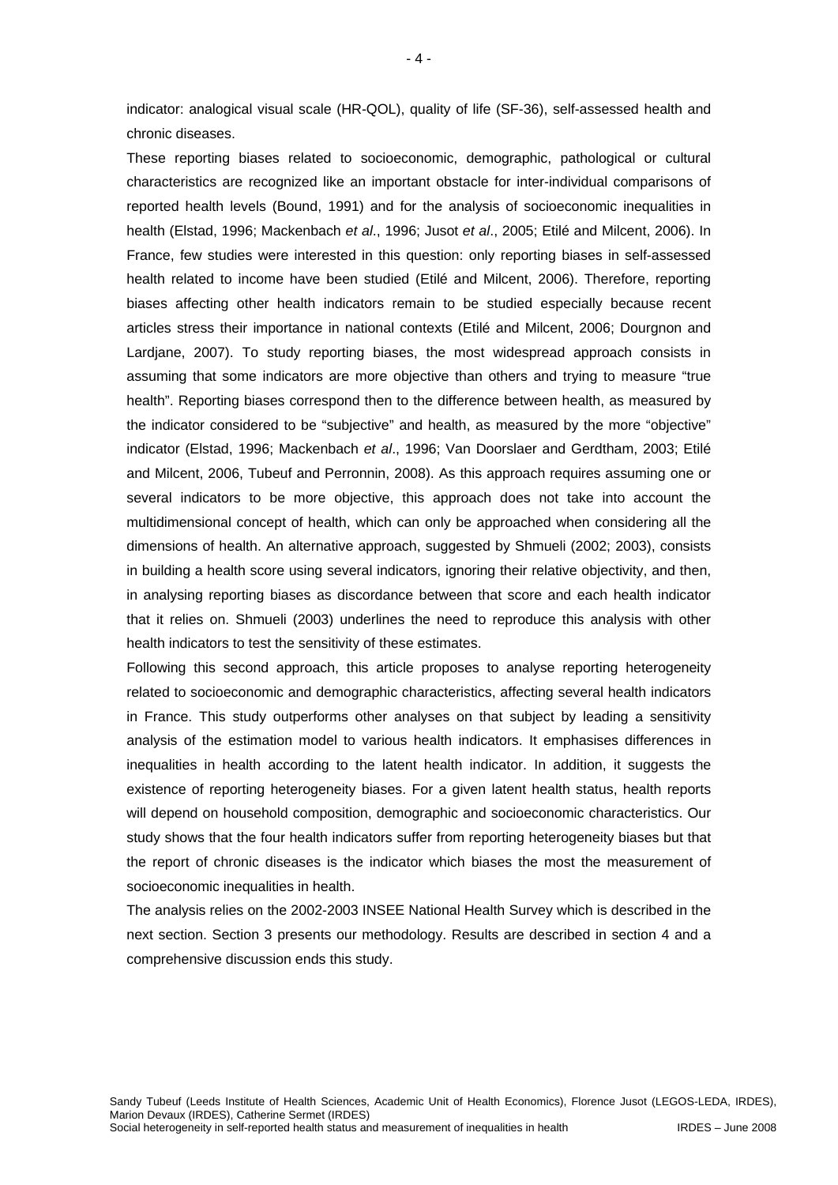indicator: analogical visual scale (HR-QOL), quality of life (SF-36), self-assessed health and chronic diseases.

These reporting biases related to socioeconomic, demographic, pathological or cultural characteristics are recognized like an important obstacle for inter-individual comparisons of reported health levels (Bound, 1991) and for the analysis of socioeconomic inequalities in health (Elstad, 1996; Mackenbach *et al*., 1996; Jusot *et al*., 2005; Etilé and Milcent, 2006). In France, few studies were interested in this question: only reporting biases in self-assessed health related to income have been studied (Etilé and Milcent, 2006). Therefore, reporting biases affecting other health indicators remain to be studied especially because recent articles stress their importance in national contexts (Etilé and Milcent, 2006; Dourgnon and Lardjane, 2007). To study reporting biases, the most widespread approach consists in assuming that some indicators are more objective than others and trying to measure "true health". Reporting biases correspond then to the difference between health, as measured by the indicator considered to be "subjective" and health, as measured by the more "objective" indicator (Elstad, 1996; Mackenbach *et al*., 1996; Van Doorslaer and Gerdtham, 2003; Etilé and Milcent, 2006, Tubeuf and Perronnin, 2008). As this approach requires assuming one or several indicators to be more objective, this approach does not take into account the multidimensional concept of health, which can only be approached when considering all the dimensions of health. An alternative approach, suggested by Shmueli (2002; 2003), consists in building a health score using several indicators, ignoring their relative objectivity, and then, in analysing reporting biases as discordance between that score and each health indicator that it relies on. Shmueli (2003) underlines the need to reproduce this analysis with other health indicators to test the sensitivity of these estimates.

Following this second approach, this article proposes to analyse reporting heterogeneity related to socioeconomic and demographic characteristics, affecting several health indicators in France. This study outperforms other analyses on that subject by leading a sensitivity analysis of the estimation model to various health indicators. It emphasises differences in inequalities in health according to the latent health indicator. In addition, it suggests the existence of reporting heterogeneity biases. For a given latent health status, health reports will depend on household composition, demographic and socioeconomic characteristics. Our study shows that the four health indicators suffer from reporting heterogeneity biases but that the report of chronic diseases is the indicator which biases the most the measurement of socioeconomic inequalities in health.

The analysis relies on the 2002-2003 INSEE National Health Survey which is described in the next section. Section 3 presents our methodology. Results are described in section 4 and a comprehensive discussion ends this study.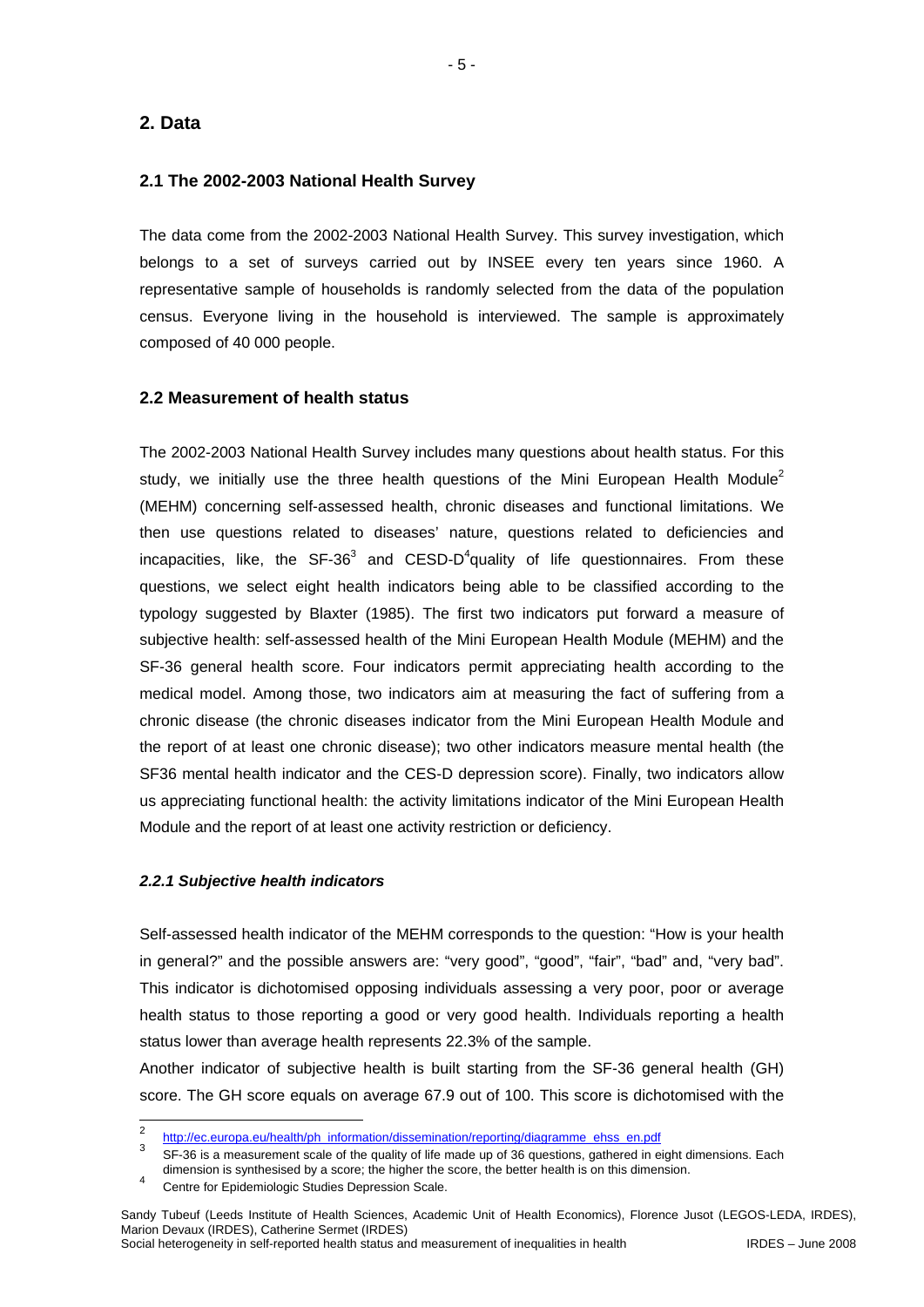## 2. Data

### 2.1 The 2002-2003 National Health Survey

The data come from the 2002-2003 National Health Survey. This survey investigation, which belongs to a set of surveys carried out by INSEE every ten years since 1960. A representative sample of households is randomly selected from the data of the population census. Everyone living in the household is interviewed. The sample is approximately composed of 40 000 people.

### 2.2 Measurement of health status

The 2002-2003 National Health Survey includes many questions about health status. For this study, we initially use the three health questions of the Mini European Health Module[2] (MEHM) concerning self-assessed health, chronic diseases and functional limitations. We then use questions related to diseases' nature, questions related to deficiencies and incapacities, like, the SF-36[3] and CESD-D[4]quality of life questionnaires. From these questions, we select eight health indicators being able to be classified according to the typology suggested by Blaxter (1985). The first two indicators put forward a measure of subjective health: self-assessed health of the Mini European Health Module (MEHM) and the SF-36 general health score. Four indicators permit appreciating health according to the medical model. Among those, two indicators aim at measuring the fact of suffering from a chronic disease (the chronic diseases indicator from the Mini European Health Module and the report of at least one chronic disease); two other indicators measure mental health (the SF36 mental health indicator and the CES-D depression score). Finally, two indicators allow us appreciating functional health: the activity limitations indicator of the Mini European Health Module and the report of at least one activity restriction or deficiency.

#### *2.2.1 Subjective health indicators*

Self-assessed health indicator of the MEHM corresponds to the question: "How is your health in general?" and the possible answers are: "very good", "good", "fair", "bad" and, "very bad". This indicator is dichotomised opposing individuals assessing a very poor, poor or average health status to those reporting a good or very good health. Individuals reporting a health status lower than average health represents 22.3% of the sample.

Another indicator of subjective health is built starting from the SF-36 general health (GH) score. The GH score equals on average 67.9 out of 100. This score is dichotomised with the

---

[2] http://ec.europa.eu/health/ph_information/dissemination/reporting/diagramme_ehss_en.pdf

[3] SF-36 is a measurement scale of the quality of life made up of 36 questions, gathered in eight dimensions. Each dimension is synthesised by a score; the higher the score, the better health is on this dimension.

[4] Centre for Epidemiologic Studies Depression Scale.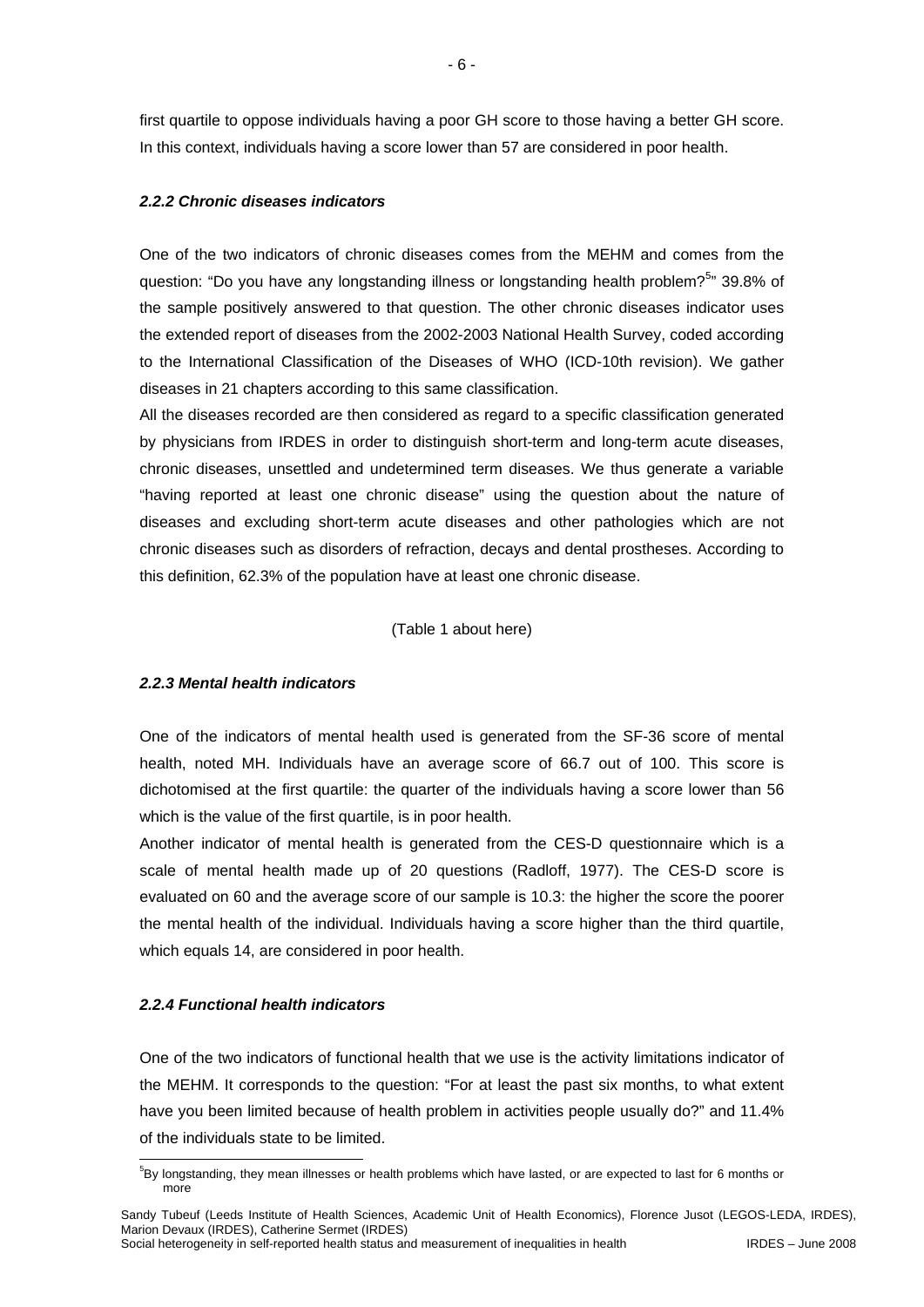first quartile to oppose individuals having a poor GH score to those having a better GH score. In this context, individuals having a score lower than 57 are considered in poor health.

#### *2.2.2 Chronic diseases indicators*

One of the two indicators of chronic diseases comes from the MEHM and comes from the question: "Do you have any longstanding illness or longstanding health problem?[5]" 39.8% of the sample positively answered to that question. The other chronic diseases indicator uses the extended report of diseases from the 2002-2003 National Health Survey, coded according to the International Classification of the Diseases of WHO (ICD-10th revision). We gather diseases in 21 chapters according to this same classification.

All the diseases recorded are then considered as regard to a specific classification generated by physicians from IRDES in order to distinguish short-term and long-term acute diseases, chronic diseases, unsettled and undetermined term diseases. We thus generate a variable "having reported at least one chronic disease" using the question about the nature of diseases and excluding short-term acute diseases and other pathologies which are not chronic diseases such as disorders of refraction, decays and dental prostheses. According to this definition, 62.3% of the population have at least one chronic disease.

(Table 1 about here)

#### *2.2.3 Mental health indicators*

One of the indicators of mental health used is generated from the SF-36 score of mental health, noted MH. Individuals have an average score of 66.7 out of 100. This score is dichotomised at the first quartile: the quarter of the individuals having a score lower than 56 which is the value of the first quartile, is in poor health.

Another indicator of mental health is generated from the CES-D questionnaire which is a scale of mental health made up of 20 questions (Radloff, 1977). The CES-D score is evaluated on 60 and the average score of our sample is 10.3: the higher the score the poorer the mental health of the individual. Individuals having a score higher than the third quartile, which equals 14, are considered in poor health.

#### *2.2.4 Functional health indicators*

One of the two indicators of functional health that we use is the activity limitations indicator of the MEHM. It corresponds to the question: "For at least the past six months, to what extent have you been limited because of health problem in activities people usually do?" and 11.4% of the individuals state to be limited.

[5] By longstanding, they mean illnesses or health problems which have lasted, or are expected to last for 6 months or more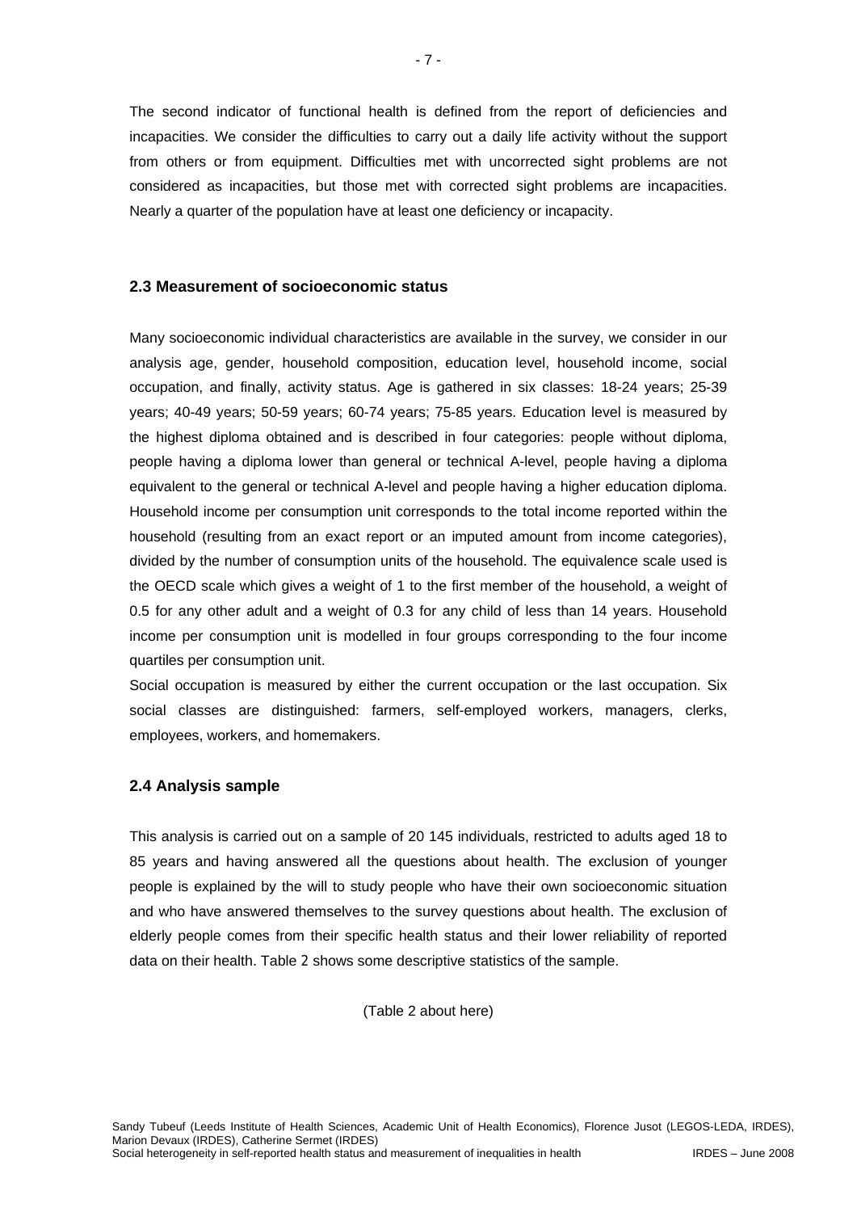The second indicator of functional health is defined from the report of deficiencies and incapacities. We consider the difficulties to carry out a daily life activity without the support from others or from equipment. Difficulties met with uncorrected sight problems are not considered as incapacities, but those met with corrected sight problems are incapacities. Nearly a quarter of the population have at least one deficiency or incapacity.

### 2.3 Measurement of socioeconomic status

Many socioeconomic individual characteristics are available in the survey, we consider in our analysis age, gender, household composition, education level, household income, social occupation, and finally, activity status. Age is gathered in six classes: 18-24 years; 25-39 years; 40-49 years; 50-59 years; 60-74 years; 75-85 years. Education level is measured by the highest diploma obtained and is described in four categories: people without diploma, people having a diploma lower than general or technical A-level, people having a diploma equivalent to the general or technical A-level and people having a higher education diploma. Household income per consumption unit corresponds to the total income reported within the household (resulting from an exact report or an imputed amount from income categories), divided by the number of consumption units of the household. The equivalence scale used is the OECD scale which gives a weight of 1 to the first member of the household, a weight of 0.5 for any other adult and a weight of 0.3 for any child of less than 14 years. Household income per consumption unit is modelled in four groups corresponding to the four income quartiles per consumption unit.

Social occupation is measured by either the current occupation or the last occupation. Six social classes are distinguished: farmers, self-employed workers, managers, clerks, employees, workers, and homemakers.

### 2.4 Analysis sample

This analysis is carried out on a sample of 20 145 individuals, restricted to adults aged 18 to 85 years and having answered all the questions about health. The exclusion of younger people is explained by the will to study people who have their own socioeconomic situation and who have answered themselves to the survey questions about health. The exclusion of elderly people comes from their specific health status and their lower reliability of reported data on their health. Table 2 shows some descriptive statistics of the sample.

(Table 2 about here)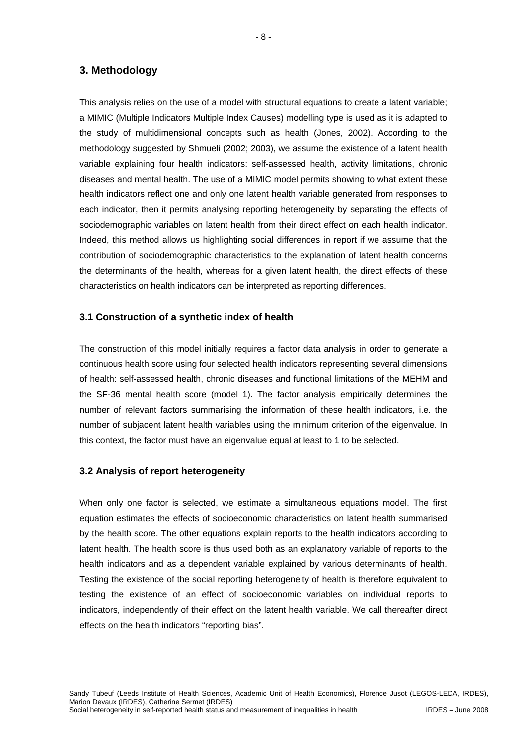## 3. Methodology

This analysis relies on the use of a model with structural equations to create a latent variable; a MIMIC (Multiple Indicators Multiple Index Causes) modelling type is used as it is adapted to the study of multidimensional concepts such as health (Jones, 2002). According to the methodology suggested by Shmueli (2002; 2003), we assume the existence of a latent health variable explaining four health indicators: self-assessed health, activity limitations, chronic diseases and mental health. The use of a MIMIC model permits showing to what extent these health indicators reflect one and only one latent health variable generated from responses to each indicator, then it permits analysing reporting heterogeneity by separating the effects of sociodemographic variables on latent health from their direct effect on each health indicator. Indeed, this method allows us highlighting social differences in report if we assume that the contribution of sociodemographic characteristics to the explanation of latent health concerns the determinants of the health, whereas for a given latent health, the direct effects of these characteristics on health indicators can be interpreted as reporting differences.

### 3.1 Construction of a synthetic index of health

The construction of this model initially requires a factor data analysis in order to generate a continuous health score using four selected health indicators representing several dimensions of health: self-assessed health, chronic diseases and functional limitations of the MEHM and the SF-36 mental health score (model 1). The factor analysis empirically determines the number of relevant factors summarising the information of these health indicators, i.e. the number of subjacent latent health variables using the minimum criterion of the eigenvalue. In this context, the factor must have an eigenvalue equal at least to 1 to be selected.

### 3.2 Analysis of report heterogeneity

When only one factor is selected, we estimate a simultaneous equations model. The first equation estimates the effects of socioeconomic characteristics on latent health summarised by the health score. The other equations explain reports to the health indicators according to latent health. The health score is thus used both as an explanatory variable of reports to the health indicators and as a dependent variable explained by various determinants of health. Testing the existence of the social reporting heterogeneity of health is therefore equivalent to testing the existence of an effect of socioeconomic variables on individual reports to indicators, independently of their effect on the latent health variable. We call thereafter direct effects on the health indicators "reporting bias".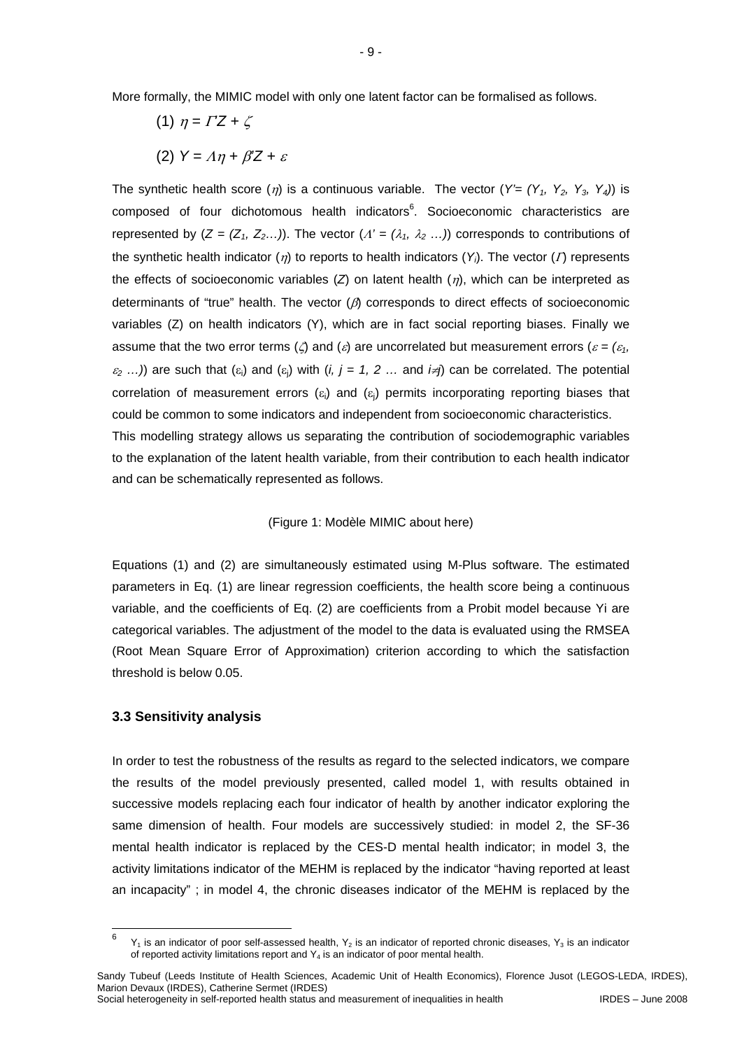More formally, the MIMIC model with only one latent factor can be formalised as follows.

(1) $\eta = \Gamma' Z + \zeta$

(2) $Y = \Lambda\eta + \beta' Z + \varepsilon$

The synthetic health score ($\eta$) is a continuous variable. The vector ($Y' = (Y_1, Y_2, Y_3, Y_4)$) is composed of four dichotomous health indicators[6]. Socioeconomic characteristics are represented by ($Z = (Z_1, Z_2 \ldots)$). The vector ($\Lambda' = (\lambda_1, \lambda_2 \ldots)$) corresponds to contributions of the synthetic health indicator ($\eta$) to reports to health indicators ($Y_i$). The vector ($\Gamma$) represents the effects of socioeconomic variables ($Z$) on latent health ($\eta$), which can be interpreted as determinants of "true" health. The vector ($\beta$) corresponds to direct effects of socioeconomic variables (Z) on health indicators (Y), which are in fact social reporting biases. Finally we assume that the two error terms ($\zeta$) and ($\varepsilon$) are uncorrelated but measurement errors ($\varepsilon = (\varepsilon_1, \varepsilon_2 \ldots)$) are such that ($\varepsilon_i$) and ($\varepsilon_j$) with ($i, j = 1, 2 \ldots$ and $i \neq j$) can be correlated. The potential correlation of measurement errors ($\varepsilon_i$) and ($\varepsilon_j$) permits incorporating reporting biases that could be common to some indicators and independent from socioeconomic characteristics.

This modelling strategy allows us separating the contribution of sociodemographic variables to the explanation of the latent health variable, from their contribution to each health indicator and can be schematically represented as follows.

(Figure 1: Modèle MIMIC about here)

Equations (1) and (2) are simultaneously estimated using M-Plus software. The estimated parameters in Eq. (1) are linear regression coefficients, the health score being a continuous variable, and the coefficients of Eq. (2) are coefficients from a Probit model because Yi are categorical variables. The adjustment of the model to the data is evaluated using the RMSEA (Root Mean Square Error of Approximation) criterion according to which the satisfaction threshold is below 0.05.

### 3.3 Sensitivity analysis

In order to test the robustness of the results as regard to the selected indicators, we compare the results of the model previously presented, called model 1, with results obtained in successive models replacing each four indicator of health by another indicator exploring the same dimension of health. Four models are successively studied: in model 2, the SF-36 mental health indicator is replaced by the CES-D mental health indicator; in model 3, the activity limitations indicator of the MEHM is replaced by the indicator "having reported at least an incapacity" ; in model 4, the chronic diseases indicator of the MEHM is replaced by the

[6] $Y_1$ is an indicator of poor self-assessed health, $Y_2$ is an indicator of reported chronic diseases, $Y_3$ is an indicator of reported activity limitations report and $Y_4$ is an indicator of poor mental health.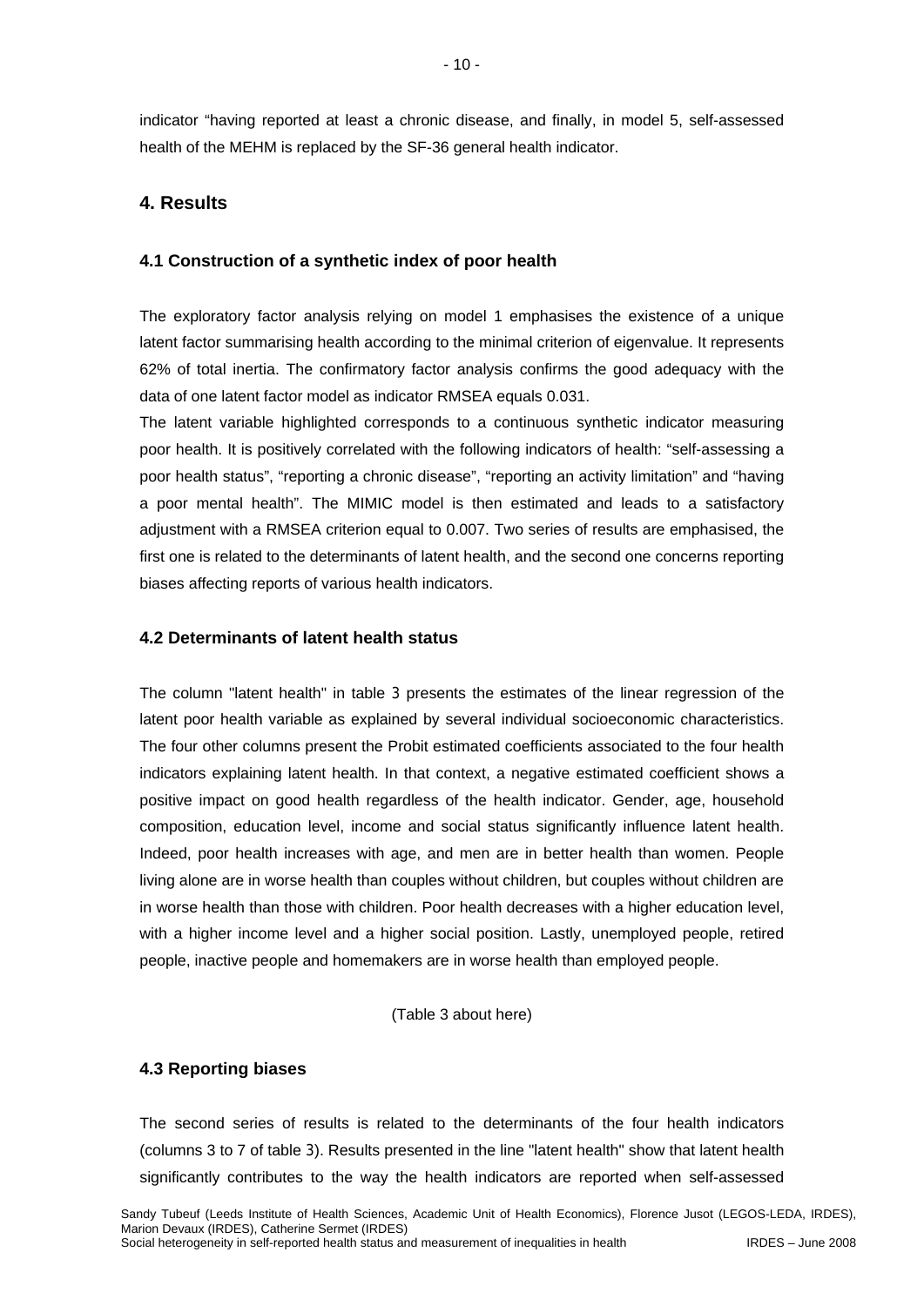indicator “having reported at least a chronic disease, and finally, in model 5, self-assessed health of the MEHM is replaced by the SF-36 general health indicator.

## 4. Results

### 4.1 Construction of a synthetic index of poor health

The exploratory factor analysis relying on model 1 emphasises the existence of a unique latent factor summarising health according to the minimal criterion of eigenvalue. It represents 62% of total inertia. The confirmatory factor analysis confirms the good adequacy with the data of one latent factor model as indicator RMSEA equals 0.031.

The latent variable highlighted corresponds to a continuous synthetic indicator measuring poor health. It is positively correlated with the following indicators of health: “self-assessing a poor health status”, “reporting a chronic disease”, “reporting an activity limitation” and “having a poor mental health”. The MIMIC model is then estimated and leads to a satisfactory adjustment with a RMSEA criterion equal to 0.007. Two series of results are emphasised, the first one is related to the determinants of latent health, and the second one concerns reporting biases affecting reports of various health indicators.

### 4.2 Determinants of latent health status

The column "latent health" in table 3 presents the estimates of the linear regression of the latent poor health variable as explained by several individual socioeconomic characteristics. The four other columns present the Probit estimated coefficients associated to the four health indicators explaining latent health. In that context, a negative estimated coefficient shows a positive impact on good health regardless of the health indicator. Gender, age, household composition, education level, income and social status significantly influence latent health. Indeed, poor health increases with age, and men are in better health than women. People living alone are in worse health than couples without children, but couples without children are in worse health than those with children. Poor health decreases with a higher education level, with a higher income level and a higher social position. Lastly, unemployed people, retired people, inactive people and homemakers are in worse health than employed people.

(Table 3 about here)

### 4.3 Reporting biases

The second series of results is related to the determinants of the four health indicators (columns 3 to 7 of table 3). Results presented in the line "latent health" show that latent health significantly contributes to the way the health indicators are reported when self-assessed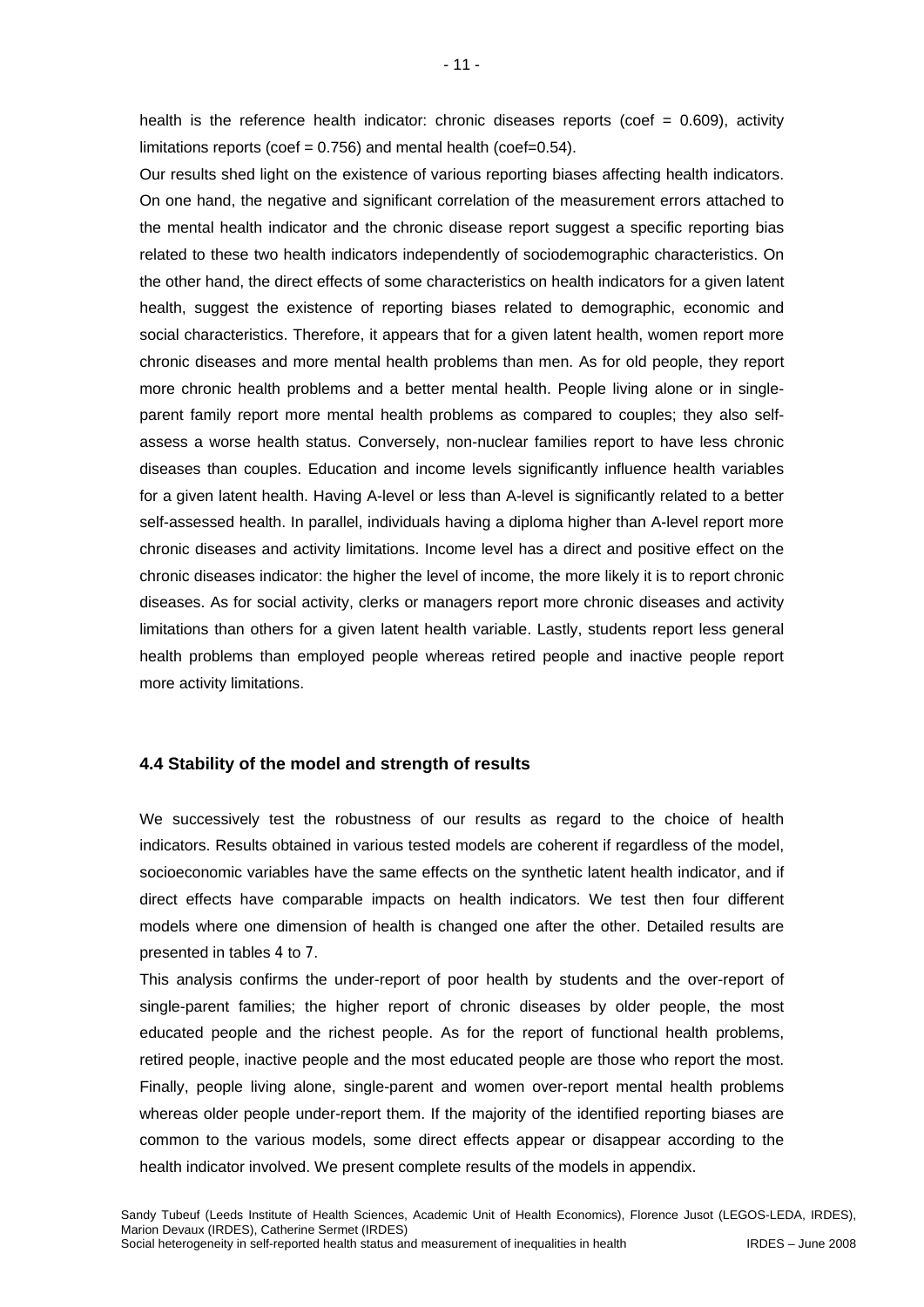health is the reference health indicator: chronic diseases reports (coef = 0.609), activity limitations reports (coef = 0.756) and mental health (coef=0.54).

Our results shed light on the existence of various reporting biases affecting health indicators. On one hand, the negative and significant correlation of the measurement errors attached to the mental health indicator and the chronic disease report suggest a specific reporting bias related to these two health indicators independently of sociodemographic characteristics. On the other hand, the direct effects of some characteristics on health indicators for a given latent health, suggest the existence of reporting biases related to demographic, economic and social characteristics. Therefore, it appears that for a given latent health, women report more chronic diseases and more mental health problems than men. As for old people, they report more chronic health problems and a better mental health. People living alone or in single-parent family report more mental health problems as compared to couples; they also self-assess a worse health status. Conversely, non-nuclear families report to have less chronic diseases than couples. Education and income levels significantly influence health variables for a given latent health. Having A-level or less than A-level is significantly related to a better self-assessed health. In parallel, individuals having a diploma higher than A-level report more chronic diseases and activity limitations. Income level has a direct and positive effect on the chronic diseases indicator: the higher the level of income, the more likely it is to report chronic diseases. As for social activity, clerks or managers report more chronic diseases and activity limitations than others for a given latent health variable. Lastly, students report less general health problems than employed people whereas retired people and inactive people report more activity limitations.

### 4.4 Stability of the model and strength of results

We successively test the robustness of our results as regard to the choice of health indicators. Results obtained in various tested models are coherent if regardless of the model, socioeconomic variables have the same effects on the synthetic latent health indicator, and if direct effects have comparable impacts on health indicators. We test then four different models where one dimension of health is changed one after the other. Detailed results are presented in tables 4 to 7.

This analysis confirms the under-report of poor health by students and the over-report of single-parent families; the higher report of chronic diseases by older people, the most educated people and the richest people. As for the report of functional health problems, retired people, inactive people and the most educated people are those who report the most. Finally, people living alone, single-parent and women over-report mental health problems whereas older people under-report them. If the majority of the identified reporting biases are common to the various models, some direct effects appear or disappear according to the health indicator involved. We present complete results of the models in appendix.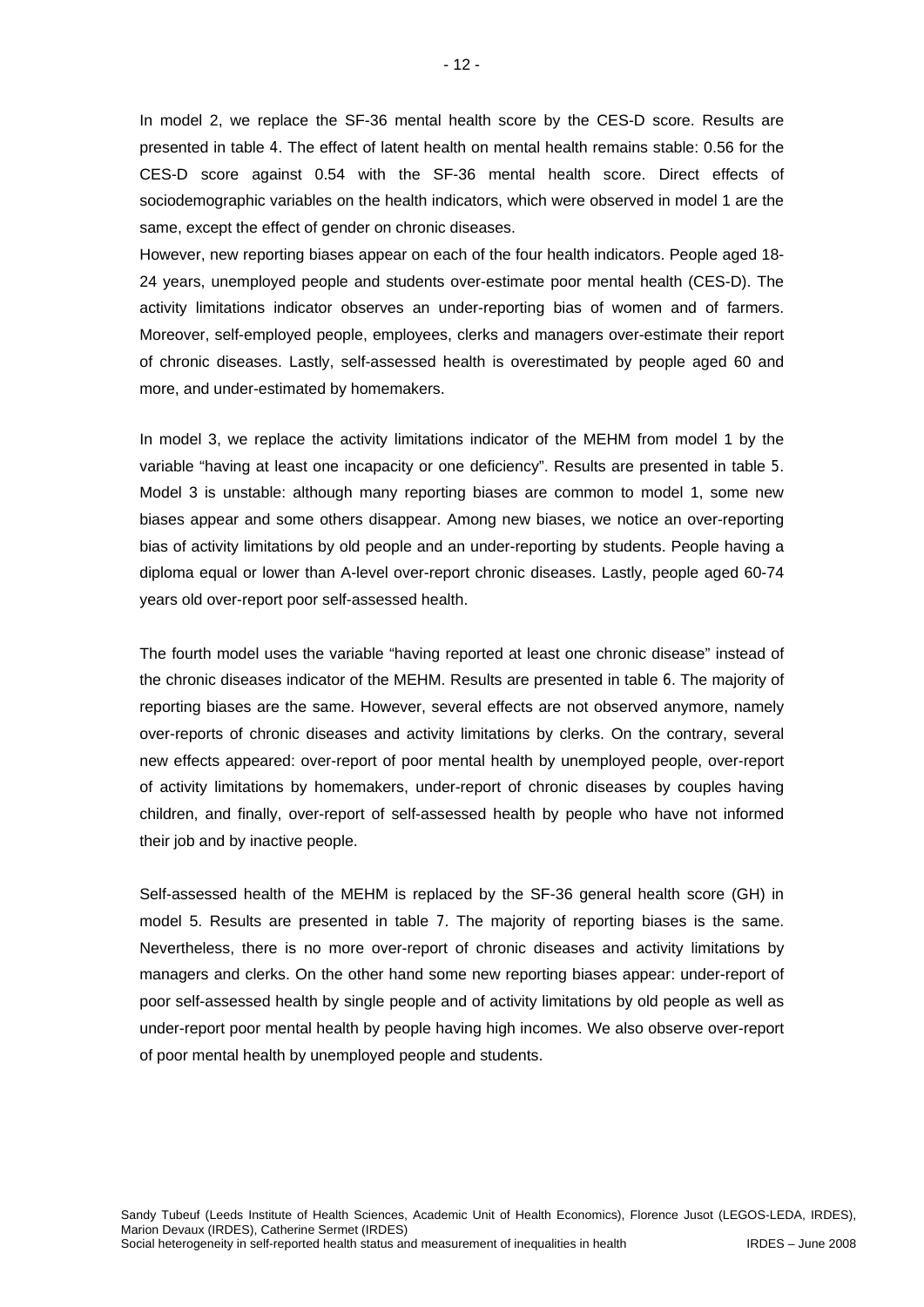In model 2, we replace the SF-36 mental health score by the CES-D score. Results are presented in table 4. The effect of latent health on mental health remains stable: 0.56 for the CES-D score against 0.54 with the SF-36 mental health score. Direct effects of sociodemographic variables on the health indicators, which were observed in model 1 are the same, except the effect of gender on chronic diseases.

However, new reporting biases appear on each of the four health indicators. People aged 18-24 years, unemployed people and students over-estimate poor mental health (CES-D). The activity limitations indicator observes an under-reporting bias of women and of farmers. Moreover, self-employed people, employees, clerks and managers over-estimate their report of chronic diseases. Lastly, self-assessed health is overestimated by people aged 60 and more, and under-estimated by homemakers.

In model 3, we replace the activity limitations indicator of the MEHM from model 1 by the variable "having at least one incapacity or one deficiency". Results are presented in table 5. Model 3 is unstable: although many reporting biases are common to model 1, some new biases appear and some others disappear. Among new biases, we notice an over-reporting bias of activity limitations by old people and an under-reporting by students. People having a diploma equal or lower than A-level over-report chronic diseases. Lastly, people aged 60-74 years old over-report poor self-assessed health.

The fourth model uses the variable "having reported at least one chronic disease" instead of the chronic diseases indicator of the MEHM. Results are presented in table 6. The majority of reporting biases are the same. However, several effects are not observed anymore, namely over-reports of chronic diseases and activity limitations by clerks. On the contrary, several new effects appeared: over-report of poor mental health by unemployed people, over-report of activity limitations by homemakers, under-report of chronic diseases by couples having children, and finally, over-report of self-assessed health by people who have not informed their job and by inactive people.

Self-assessed health of the MEHM is replaced by the SF-36 general health score (GH) in model 5. Results are presented in table 7. The majority of reporting biases is the same. Nevertheless, there is no more over-report of chronic diseases and activity limitations by managers and clerks. On the other hand some new reporting biases appear: under-report of poor self-assessed health by single people and of activity limitations by old people as well as under-report poor mental health by people having high incomes. We also observe over-report of poor mental health by unemployed people and students.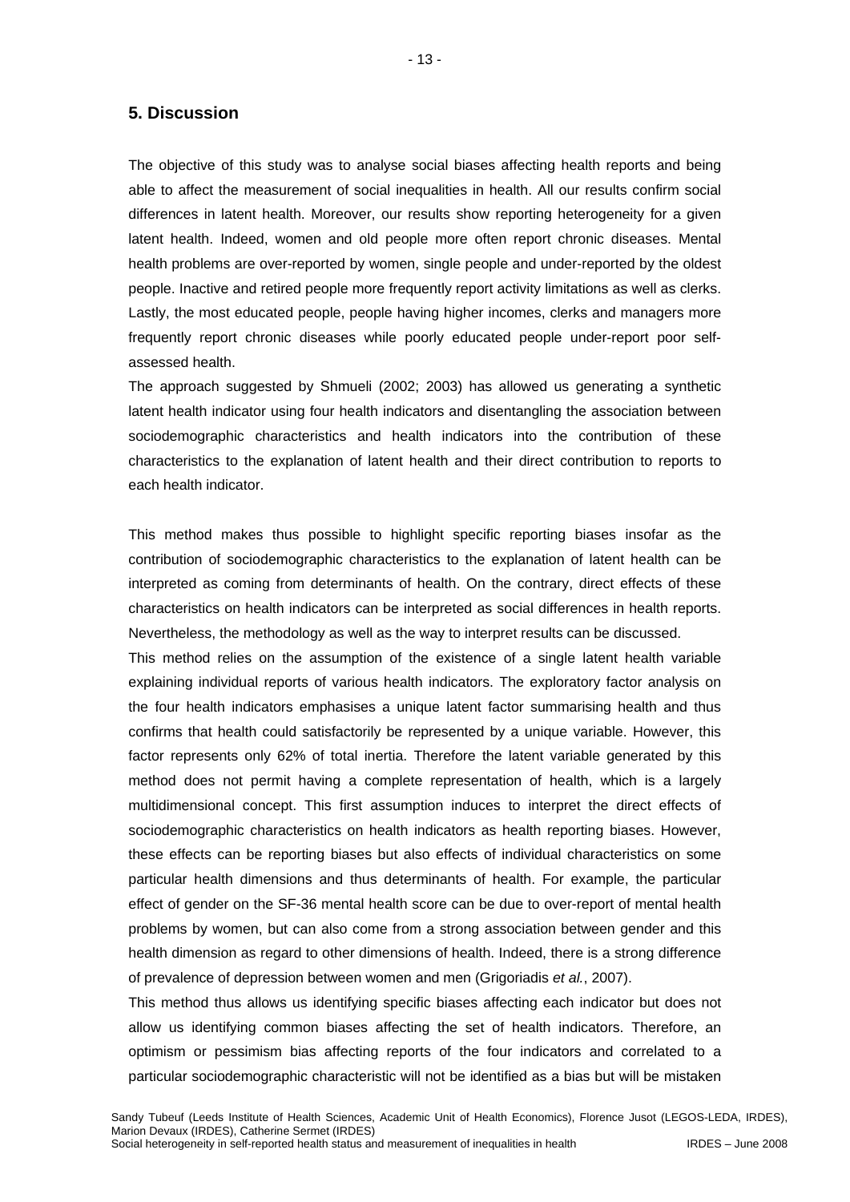## 5. Discussion

The objective of this study was to analyse social biases affecting health reports and being able to affect the measurement of social inequalities in health. All our results confirm social differences in latent health. Moreover, our results show reporting heterogeneity for a given latent health. Indeed, women and old people more often report chronic diseases. Mental health problems are over-reported by women, single people and under-reported by the oldest people. Inactive and retired people more frequently report activity limitations as well as clerks. Lastly, the most educated people, people having higher incomes, clerks and managers more frequently report chronic diseases while poorly educated people under-report poor self-assessed health.

The approach suggested by Shmueli (2002; 2003) has allowed us generating a synthetic latent health indicator using four health indicators and disentangling the association between sociodemographic characteristics and health indicators into the contribution of these characteristics to the explanation of latent health and their direct contribution to reports to each health indicator.

This method makes thus possible to highlight specific reporting biases insofar as the contribution of sociodemographic characteristics to the explanation of latent health can be interpreted as coming from determinants of health. On the contrary, direct effects of these characteristics on health indicators can be interpreted as social differences in health reports. Nevertheless, the methodology as well as the way to interpret results can be discussed.

This method relies on the assumption of the existence of a single latent health variable explaining individual reports of various health indicators. The exploratory factor analysis on the four health indicators emphasises a unique latent factor summarising health and thus confirms that health could satisfactorily be represented by a unique variable. However, this factor represents only 62% of total inertia. Therefore the latent variable generated by this method does not permit having a complete representation of health, which is a largely multidimensional concept. This first assumption induces to interpret the direct effects of sociodemographic characteristics on health indicators as health reporting biases. However, these effects can be reporting biases but also effects of individual characteristics on some particular health dimensions and thus determinants of health. For example, the particular effect of gender on the SF-36 mental health score can be due to over-report of mental health problems by women, but can also come from a strong association between gender and this health dimension as regard to other dimensions of health. Indeed, there is a strong difference of prevalence of depression between women and men (Grigoriadis *et al.*, 2007).

This method thus allows us identifying specific biases affecting each indicator but does not allow us identifying common biases affecting the set of health indicators. Therefore, an optimism or pessimism bias affecting reports of the four indicators and correlated to a particular sociodemographic characteristic will not be identified as a bias but will be mistaken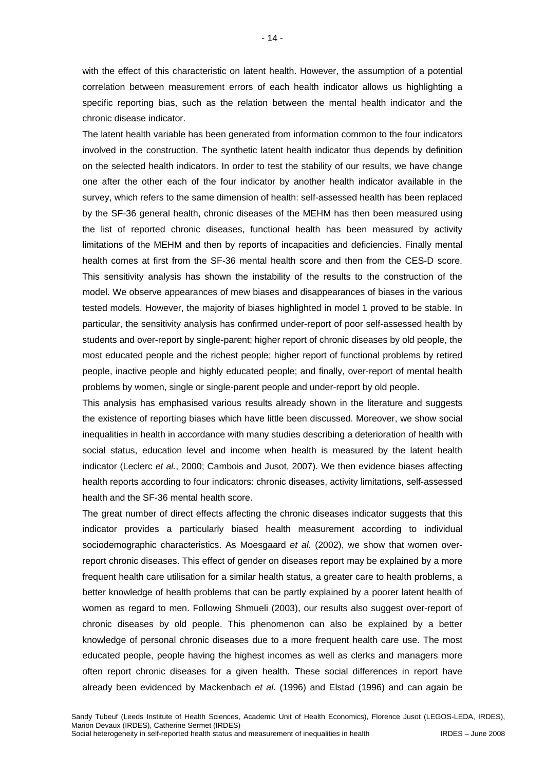with the effect of this characteristic on latent health. However, the assumption of a potential correlation between measurement errors of each health indicator allows us highlighting a specific reporting bias, such as the relation between the mental health indicator and the chronic disease indicator.

The latent health variable has been generated from information common to the four indicators involved in the construction. The synthetic latent health indicator thus depends by definition on the selected health indicators. In order to test the stability of our results, we have change one after the other each of the four indicator by another health indicator available in the survey, which refers to the same dimension of health: self-assessed health has been replaced by the SF-36 general health, chronic diseases of the MEHM has then been measured using the list of reported chronic diseases, functional health has been measured by activity limitations of the MEHM and then by reports of incapacities and deficiencies. Finally mental health comes at first from the SF-36 mental health score and then from the CES-D score. This sensitivity analysis has shown the instability of the results to the construction of the model. We observe appearances of mew biases and disappearances of biases in the various tested models. However, the majority of biases highlighted in model 1 proved to be stable. In particular, the sensitivity analysis has confirmed under-report of poor self-assessed health by students and over-report by single-parent; higher report of chronic diseases by old people, the most educated people and the richest people; higher report of functional problems by retired people, inactive people and highly educated people; and finally, over-report of mental health problems by women, single or single-parent people and under-report by old people.

This analysis has emphasised various results already shown in the literature and suggests the existence of reporting biases which have little been discussed. Moreover, we show social inequalities in health in accordance with many studies describing a deterioration of health with social status, education level and income when health is measured by the latent health indicator (Leclerc *et al.*, 2000; Cambois and Jusot, 2007). We then evidence biases affecting health reports according to four indicators: chronic diseases, activity limitations, self-assessed health and the SF-36 mental health score.

The great number of direct effects affecting the chronic diseases indicator suggests that this indicator provides a particularly biased health measurement according to individual sociodemographic characteristics. As Moesgaard *et al.* (2002), we show that women over-report chronic diseases. This effect of gender on diseases report may be explained by a more frequent health care utilisation for a similar health status, a greater care to health problems, a better knowledge of health problems that can be partly explained by a poorer latent health of women as regard to men. Following Shmueli (2003), our results also suggest over-report of chronic diseases by old people. This phenomenon can also be explained by a better knowledge of personal chronic diseases due to a more frequent health care use. The most educated people, people having the highest incomes as well as clerks and managers more often report chronic diseases for a given health. These social differences in report have already been evidenced by Mackenbach *et al*. (1996) and Elstad (1996) and can again be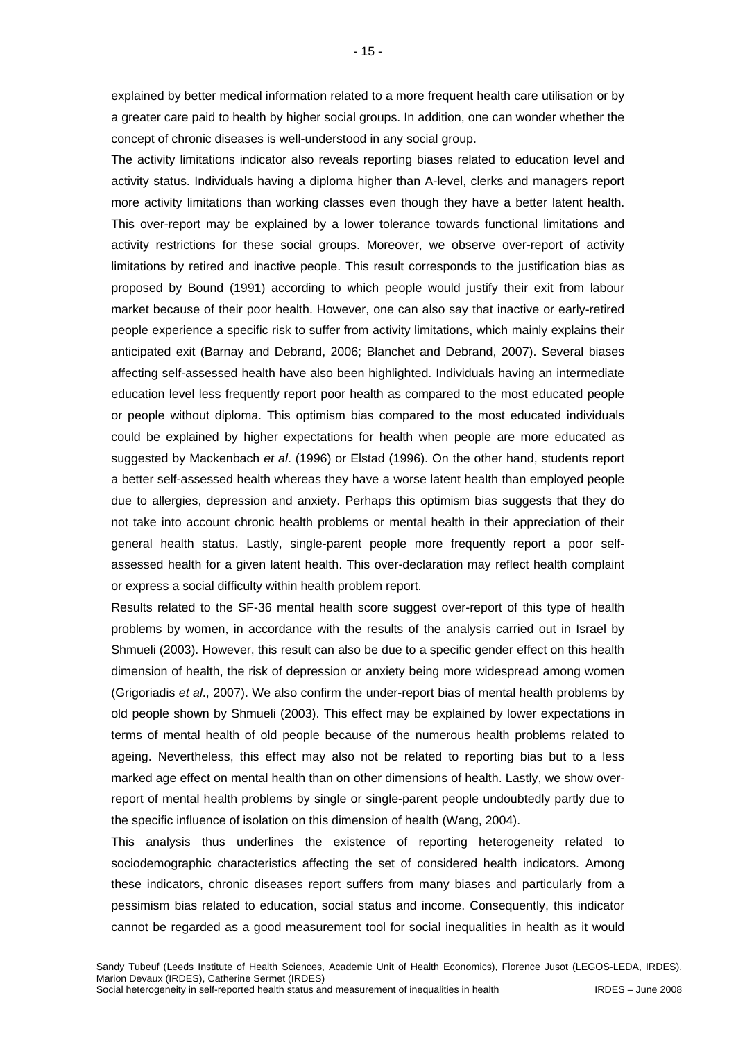explained by better medical information related to a more frequent health care utilisation or by a greater care paid to health by higher social groups. In addition, one can wonder whether the concept of chronic diseases is well-understood in any social group.

The activity limitations indicator also reveals reporting biases related to education level and activity status. Individuals having a diploma higher than A-level, clerks and managers report more activity limitations than working classes even though they have a better latent health. This over-report may be explained by a lower tolerance towards functional limitations and activity restrictions for these social groups. Moreover, we observe over-report of activity limitations by retired and inactive people. This result corresponds to the justification bias as proposed by Bound (1991) according to which people would justify their exit from labour market because of their poor health. However, one can also say that inactive or early-retired people experience a specific risk to suffer from activity limitations, which mainly explains their anticipated exit (Barnay and Debrand, 2006; Blanchet and Debrand, 2007). Several biases affecting self-assessed health have also been highlighted. Individuals having an intermediate education level less frequently report poor health as compared to the most educated people or people without diploma. This optimism bias compared to the most educated individuals could be explained by higher expectations for health when people are more educated as suggested by Mackenbach *et al*. (1996) or Elstad (1996). On the other hand, students report a better self-assessed health whereas they have a worse latent health than employed people due to allergies, depression and anxiety. Perhaps this optimism bias suggests that they do not take into account chronic health problems or mental health in their appreciation of their general health status. Lastly, single-parent people more frequently report a poor self-assessed health for a given latent health. This over-declaration may reflect health complaint or express a social difficulty within health problem report.

Results related to the SF-36 mental health score suggest over-report of this type of health problems by women, in accordance with the results of the analysis carried out in Israel by Shmueli (2003). However, this result can also be due to a specific gender effect on this health dimension of health, the risk of depression or anxiety being more widespread among women (Grigoriadis *et al*., 2007). We also confirm the under-report bias of mental health problems by old people shown by Shmueli (2003). This effect may be explained by lower expectations in terms of mental health of old people because of the numerous health problems related to ageing. Nevertheless, this effect may also not be related to reporting bias but to a less marked age effect on mental health than on other dimensions of health. Lastly, we show over-report of mental health problems by single or single-parent people undoubtedly partly due to the specific influence of isolation on this dimension of health (Wang, 2004).

This analysis thus underlines the existence of reporting heterogeneity related to sociodemographic characteristics affecting the set of considered health indicators. Among these indicators, chronic diseases report suffers from many biases and particularly from a pessimism bias related to education, social status and income. Consequently, this indicator cannot be regarded as a good measurement tool for social inequalities in health as it would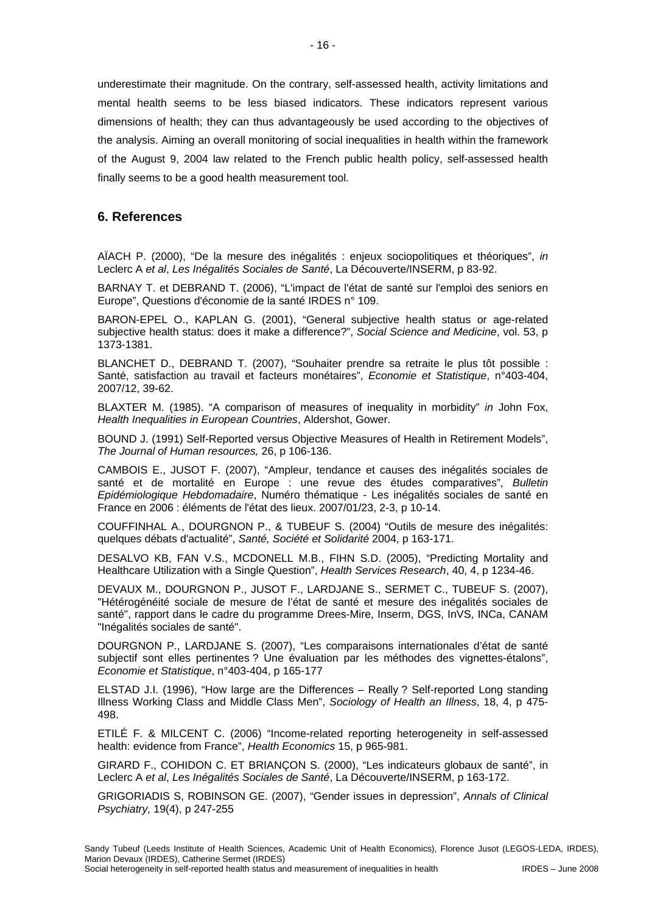underestimate their magnitude. On the contrary, self-assessed health, activity limitations and mental health seems to be less biased indicators. These indicators represent various dimensions of health; they can thus advantageously be used according to the objectives of the analysis. Aiming an overall monitoring of social inequalities in health within the framework of the August 9, 2004 law related to the French public health policy, self-assessed health finally seems to be a good health measurement tool.

## 6. References

AÏACH P. (2000), "De la mesure des inégalités : enjeux sociopolitiques et théoriques", *in* Leclerc A *et al*, *Les Inégalités Sociales de Santé*, La Découverte/INSERM, p 83-92.

BARNAY T. et DEBRAND T. (2006), "L'impact de l'état de santé sur l'emploi des seniors en Europe", Questions d'économie de la santé IRDES n° 109.

BARON-EPEL O., KAPLAN G. (2001), "General subjective health status or age-related subjective health status: does it make a difference?", *Social Science and Medicine*, vol. 53, p 1373-1381.

BLANCHET D., DEBRAND T. (2007), "Souhaiter prendre sa retraite le plus tôt possible : Santé, satisfaction au travail et facteurs monétaires", *Economie et Statistique*, n°403-404, 2007/12, 39-62.

BLAXTER M. (1985). "A comparison of measures of inequality in morbidity" *in* John Fox, *Health Inequalities in European Countries*, Aldershot, Gower.

BOUND J. (1991) Self-Reported versus Objective Measures of Health in Retirement Models", *The Journal of Human resources,* 26, p 106-136.

CAMBOIS E., JUSOT F. (2007), "Ampleur, tendance et causes des inégalités sociales de santé et de mortalité en Europe : une revue des études comparatives", *Bulletin Epidémiologique Hebdomadaire*, Numéro thématique - Les inégalités sociales de santé en France en 2006 : éléments de l'état des lieux. 2007/01/23, 2-3, p 10-14.

COUFFINHAL A., DOURGNON P., & TUBEUF S. (2004) "Outils de mesure des inégalités: quelques débats d'actualité", *Santé, Société et Solidarité* 2004, p 163-171.

DESALVO KB, FAN V.S., MCDONELL M.B., FIHN S.D. (2005), "Predicting Mortality and Healthcare Utilization with a Single Question", *Health Services Research*, 40, 4, p 1234-46.

DEVAUX M., DOURGNON P., JUSOT F., LARDJANE S., SERMET C., TUBEUF S. (2007), "Hétérogénéité sociale de mesure de l'état de santé et mesure des inégalités sociales de santé", rapport dans le cadre du programme Drees-Mire, Inserm, DGS, InVS, INCa, CANAM "Inégalités sociales de santé".

DOURGNON P., LARDJANE S. (2007), "Les comparaisons internationales d'état de santé subjectif sont elles pertinentes ? Une évaluation par les méthodes des vignettes-étalons", *Economie et Statistique*, n°403-404, p 165-177

ELSTAD J.I. (1996), "How large are the Differences – Really ? Self-reported Long standing Illness Working Class and Middle Class Men", *Sociology of Health an Illness*, 18, 4, p 475-498.

ETILÉ F. & MILCENT C. (2006) "Income-related reporting heterogeneity in self-assessed health: evidence from France", *Health Economics* 15, p 965-981.

GIRARD F., COHIDON C. ET BRIANÇON S. (2000), "Les indicateurs globaux de santé", in Leclerc A *et al*, *Les Inégalités Sociales de Santé*, La Découverte/INSERM, p 163-172.

GRIGORIADIS S, ROBINSON GE. (2007), "Gender issues in depression", *Annals of Clinical Psychiatry,* 19(4), p 247-255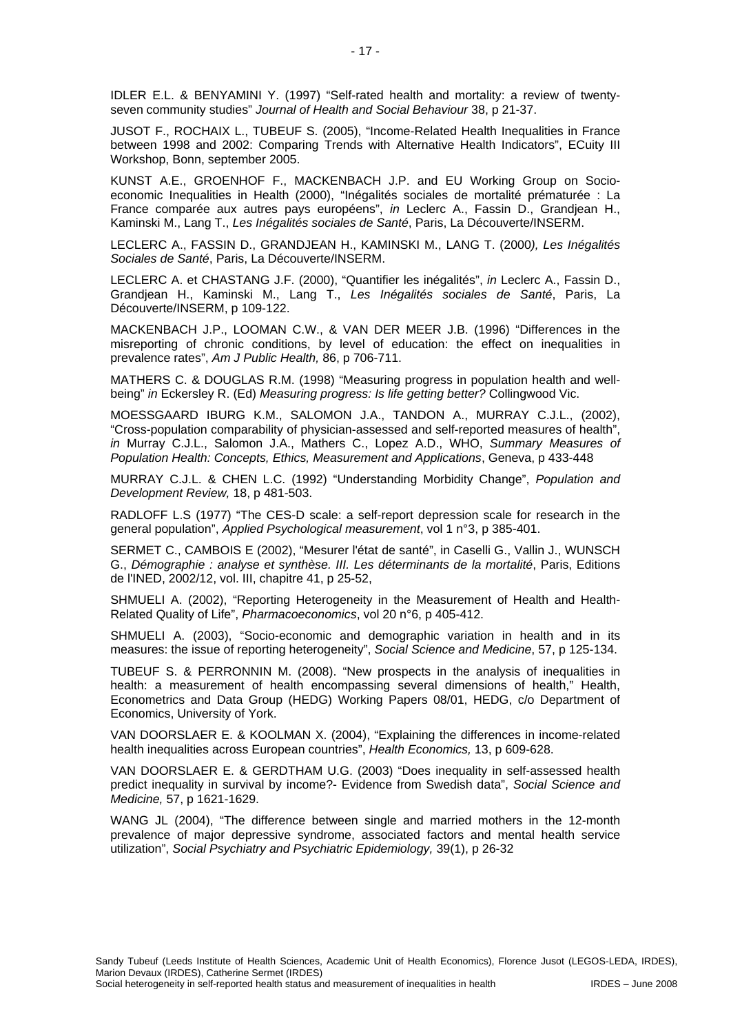IDLER E.L. & BENYAMINI Y. (1997) "Self-rated health and mortality: a review of twenty-seven community studies" *Journal of Health and Social Behaviour* 38, p 21-37.

JUSOT F., ROCHAIX L., TUBEUF S. (2005), "Income-Related Health Inequalities in France between 1998 and 2002: Comparing Trends with Alternative Health Indicators", ECuity III Workshop, Bonn, september 2005.

KUNST A.E., GROENHOF F., MACKENBACH J.P. and EU Working Group on Socio-economic Inequalities in Health (2000), "Inégalités sociales de mortalité prématurée : La France comparée aux autres pays européens", *in* Leclerc A., Fassin D., Grandjean H., Kaminski M., Lang T., *Les Inégalités sociales de Santé*, Paris, La Découverte/INSERM.

LECLERC A., FASSIN D., GRANDJEAN H., KAMINSKI M., LANG T. (2000*), Les Inégalités Sociales de Santé*, Paris, La Découverte/INSERM.

LECLERC A. et CHASTANG J.F. (2000), "Quantifier les inégalités", *in* Leclerc A., Fassin D., Grandjean H., Kaminski M., Lang T., *Les Inégalités sociales de Santé*, Paris, La Découverte/INSERM, p 109-122.

MACKENBACH J.P., LOOMAN C.W., & VAN DER MEER J.B. (1996) "Differences in the misreporting of chronic conditions, by level of education: the effect on inequalities in prevalence rates", *Am J Public Health,* 86, p 706-711.

MATHERS C. & DOUGLAS R.M. (1998) "Measuring progress in population health and well-being" *in* Eckersley R. (Ed) *Measuring progress: Is life getting better?* Collingwood Vic.

MOESSGAARD IBURG K.M., SALOMON J.A., TANDON A., MURRAY C.J.L., (2002), "Cross-population comparability of physician-assessed and self-reported measures of health", *in* Murray C.J.L., Salomon J.A., Mathers C., Lopez A.D., WHO, *Summary Measures of Population Health: Concepts, Ethics, Measurement and Applications*, Geneva, p 433-448

MURRAY C.J.L. & CHEN L.C. (1992) "Understanding Morbidity Change", *Population and Development Review,* 18, p 481-503.

RADLOFF L.S (1977) "The CES-D scale: a self-report depression scale for research in the general population", *Applied Psychological measurement*, vol 1 n°3, p 385-401.

SERMET C., CAMBOIS E (2002), "Mesurer l'état de santé", in Caselli G., Vallin J., WUNSCH G., *Démographie : analyse et synthèse. III. Les déterminants de la mortalité*, Paris, Editions de l'INED, 2002/12, vol. III, chapitre 41, p 25-52,

SHMUELI A. (2002), "Reporting Heterogeneity in the Measurement of Health and Health-Related Quality of Life", *Pharmacoeconomics*, vol 20 n°6, p 405-412.

SHMUELI A. (2003), "Socio-economic and demographic variation in health and in its measures: the issue of reporting heterogeneity", *Social Science and Medicine*, 57, p 125-134.

TUBEUF S. & PERRONNIN M. (2008). "New prospects in the analysis of inequalities in health: a measurement of health encompassing several dimensions of health," Health, Econometrics and Data Group (HEDG) Working Papers 08/01, HEDG, c/o Department of Economics, University of York.

VAN DOORSLAER E. & KOOLMAN X. (2004), "Explaining the differences in income-related health inequalities across European countries", *Health Economics,* 13, p 609-628.

VAN DOORSLAER E. & GERDTHAM U.G. (2003) "Does inequality in self-assessed health predict inequality in survival by income?- Evidence from Swedish data", *Social Science and Medicine,* 57, p 1621-1629.

WANG JL (2004), "The difference between single and married mothers in the 12-month prevalence of major depressive syndrome, associated factors and mental health service utilization", *Social Psychiatry and Psychiatric Epidemiology,* 39(1), p 26-32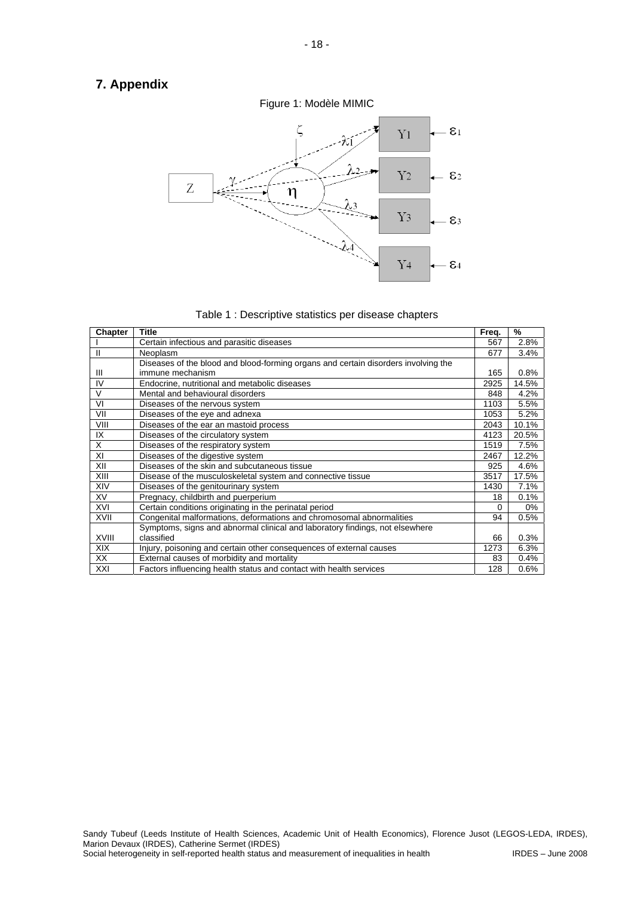## 7. Appendix

Figure 1: Modèle MIMIC

Table 1 : Descriptive statistics per disease chapters

| Chapter | Title | Freq. | % |
|---|---|---|---|
| I | Certain infectious and parasitic diseases | 567 | 2.8% |
| II | Neoplasm | 677 | 3.4% |
| III | Diseases of the blood and blood-forming organs and certain disorders involving the immune mechanism | 165 | 0.8% |
| IV | Endocrine, nutritional and metabolic diseases | 2925 | 14.5% |
| V | Mental and behavioural disorders | 848 | 4.2% |
| VI | Diseases of the nervous system | 1103 | 5.5% |
| VII | Diseases of the eye and adnexa | 1053 | 5.2% |
| VIII | Diseases of the ear an mastoid process | 2043 | 10.1% |
| IX | Diseases of the circulatory system | 4123 | 20.5% |
| X | Diseases of the respiratory system | 1519 | 7.5% |
| XI | Diseases of the digestive system | 2467 | 12.2% |
| XII | Diseases of the skin and subcutaneous tissue | 925 | 4.6% |
| XIII | Disease of the musculoskeletal system and connective tissue | 3517 | 17.5% |
| XIV | Diseases of the genitourinary system | 1430 | 7.1% |
| XV | Pregnacy, childbirth and puerperium | 18 | 0.1% |
| XVI | Certain conditions originating in the perinatal period | 0 | 0% |
| XVII | Congenital malformations, deformations and chromosomal abnormalities | 94 | 0.5% |
| XVIII | Symptoms, signs and abnormal clinical and laboratory findings, not elsewhere classified | 66 | 0.3% |
| XIX | Injury, poisoning and certain other consequences of external causes | 1273 | 6.3% |
| XX | External causes of morbidity and mortality | 83 | 0.4% |
| XXI | Factors influencing health status and contact with health services | 128 | 0.6% |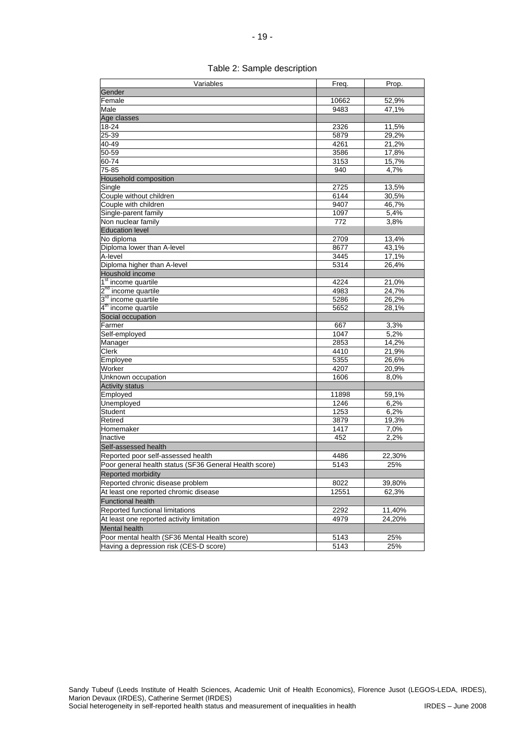Table 2: Sample description

| Variables | Freq. | Prop. |
|---|---|---|
| Gender | | |
| Female | 10662 | 52,9% |
| Male | 9483 | 47,1% |
| Age classes | | |
| 18-24 | 2326 | 11,5% |
| 25-39 | 5879 | 29,2% |
| 40-49 | 4261 | 21,2% |
| 50-59 | 3586 | 17,8% |
| 60-74 | 3153 | 15,7% |
| 75-85 | 940 | 4,7% |
| Household composition | | |
| Single | 2725 | 13,5% |
| Couple without children | 6144 | 30,5% |
| Couple with children | 9407 | 46,7% |
| Single-parent family | 1097 | 5,4% |
| Non nuclear family | 772 | 3,8% |
| Education level | | |
| No diploma | 2709 | 13,4% |
| Diploma lower than A-level | 8677 | 43,1% |
| A-level | 3445 | 17,1% |
| Diploma higher than A-level | 5314 | 26,4% |
| Houshold income | | |
| 1st income quartile | 4224 | 21,0% |
| 2nd income quartile | 4983 | 24,7% |
| 3rd income quartile | 5286 | 26,2% |
| 4th income quartile | 5652 | 28,1% |
| Social occupation | | |
| Farmer | 667 | 3,3% |
| Self-employed | 1047 | 5,2% |
| Manager | 2853 | 14,2% |
| Clerk | 4410 | 21,9% |
| Employee | 5355 | 26,6% |
| Worker | 4207 | 20,9% |
| Unknown occupation | 1606 | 8,0% |
| Activity status | | |
| Employed | 11898 | 59,1% |
| Unemployed | 1246 | 6,2% |
| Student | 1253 | 6,2% |
| Retired | 3879 | 19,3% |
| Homemaker | 1417 | 7,0% |
| Inactive | 452 | 2,2% |
| Self-assessed health | | |
| Reported poor self-assessed health | 4486 | 22,30% |
| Poor general health status (SF36 General Health score) | 5143 | 25% |
| Reported morbidity | | |
| Reported chronic disease problem | 8022 | 39,80% |
| At least one reported chromic disease | 12551 | 62,3% |
| Functional health | | |
| Reported functional limitations | 2292 | 11,40% |
| At least one reported activity limitation | 4979 | 24,20% |
| Mental health | | |
| Poor mental health (SF36 Mental Health score) | 5143 | 25% |
| Having a depression risk (CES-D score) | 5143 | 25% |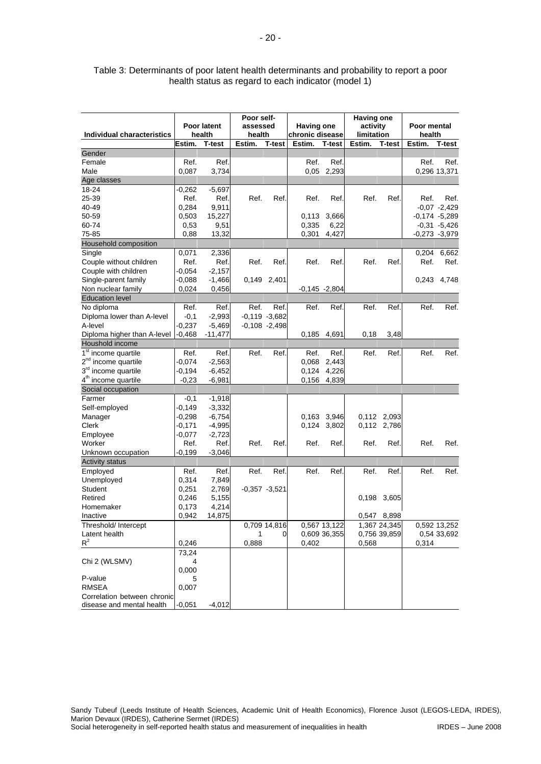Table 3: Determinants of poor latent health determinants and probability to report a poor health status as regard to each indicator (model 1)

| Individual characteristics | Poor latent health | | Poor self-assessed health | | Having one chronic disease | | Having one activity limitation | | Poor mental health | |
|---|---|---|---|---|---|---|---|---|---|---|
| | Estim. | T-test | Estim. | T-test | Estim. | T-test | Estim. | T-test | Estim. | T-test |
| Gender | | | | | | | | | | |
| Female | Ref. | Ref. | | | Ref. | Ref. | | | Ref. | Ref. |
| Male | 0,087 | 3,734 | | | 0,05 | 2,293 | | | 0,296 | 13,371 |
| Age classes | | | | | | | | | | |
| 18-24 | -0,262 | -5,697 | | | | | | | | |
| 25-39 | Ref. | Ref. | Ref. | Ref. | Ref. | Ref. | Ref. | Ref. | Ref. | Ref. |
| 40-49 | 0,284 | 9,911 | | | | | | | -0,07 | -2,429 |
| 50-59 | 0,503 | 15,227 | | | 0,113 | 3,666 | | | -0,174 | -5,289 |
| 60-74 | 0,53 | 9,51 | | | 0,335 | 6,22 | | | -0,31 | -5,426 |
| 75-85 | 0,88 | 13,32 | | | 0,301 | 4,427 | | | -0,273 | -3,979 |
| Household composition | | | | | | | | | | |
| Single | 0,071 | 2,336 | | | | | | | 0,204 | 6,662 |
| Couple without children | Ref. | Ref. | Ref. | Ref. | Ref. | Ref. | Ref. | Ref. | Ref. | Ref. |
| Couple with children | -0,054 | -2,157 | | | | | | | | |
| Single-parent family | -0,088 | -1,466 | 0,149 | 2,401 | | | | | 0,243 | 4,748 |
| Non nuclear family | 0,024 | 0,456 | | | -0,145 | -2,804 | | | | |
| Education level | | | | | | | | | | |
| No diploma | Ref. | Ref. | Ref. | Ref. | Ref. | Ref. | Ref. | Ref. | Ref. | Ref. |
| Diploma lower than A-level | -0,1 | -2,993 | -0,119 | -3,682 | | | | | | |
| A-level | -0,237 | -5,469 | -0,108 | -2,498 | | | | | | |
| Diploma higher than A-level | -0,468 | -11,477 | | | 0,185 | 4,691 | 0,18 | 3,48 | | |
| Houshold income | | | | | | | | | | |
| 1st income quartile | Ref. | Ref. | Ref. | Ref. | Ref. | Ref. | Ref. | Ref. | Ref. | Ref. |
| 2nd income quartile | -0,074 | -2,563 | | | 0,068 | 2,443 | | | | |
| 3rd income quartile | -0,194 | -6,452 | | | 0,124 | 4,226 | | | | |
| 4th income quartile | -0,23 | -6,981 | | | 0,156 | 4,839 | | | | |
| Social occupation | | | | | | | | | | |
| Farmer | -0,1 | -1,918 | | | | | | | | |
| Self-employed | -0,149 | -3,332 | | | | | | | | |
| Manager | -0,298 | -6,754 | | | 0,163 | 3,946 | 0,112 | 2,093 | | |
| Clerk | -0,171 | -4,995 | | | 0,124 | 3,802 | 0,112 | 2,786 | | |
| Employee | -0,077 | -2,723 | | | | | | | | |
| Worker | Ref. | Ref. | Ref. | Ref. | Ref. | Ref. | Ref. | Ref. | Ref. | Ref. |
| Unknown occupation | -0,199 | -3,046 | | | | | | | | |
| Activity status | | | | | | | | | | |
| Employed | Ref. | Ref. | Ref. | Ref. | Ref. | Ref. | Ref. | Ref. | Ref. | Ref. |
| Unemployed | 0,314 | 7,849 | | | | | | | | |
| Student | 0,251 | 2,769 | -0,357 | -3,521 | | | | | | |
| Retired | 0,246 | 5,155 | | | | | 0,198 | 3,605 | | |
| Homemaker | 0,173 | 4,214 | | | | | | | | |
| Inactive | 0,942 | 14,875 | | | | | 0,547 | 8,898 | | |
| Threshold/ Intercept | | | 0,709 | 14,816 | 0,567 | 13,122 | 1,367 | 24,345 | 0,592 | 13,252 |
| Latent health | | | 1 | 0 | 0,609 | 36,355 | 0,756 | 39,859 | 0,54 | 33,692 |
| $R^2$ | 0,246 | | 0,888 | | 0,402 | | 0,568 | | 0,314 | |
| Chi 2 (WLSMV) | 73,244 | | | | | | | | | |
| P-value | 0,0005 | | | | | | | | | |
| RMSEA | 0,007 | | | | | | | | | |
| Correlation between chronic disease and mental health | -0,051 | -4,012 | | | | | | | | |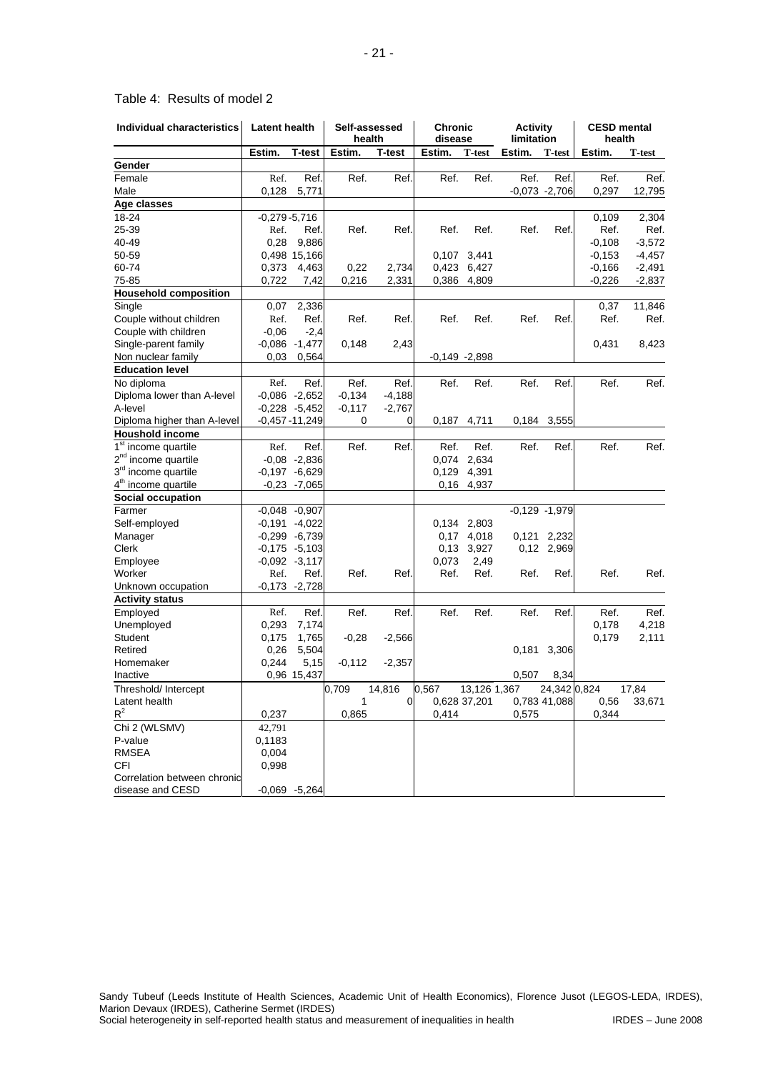Table 4: Results of model 2

| Individual characteristics | Latent health | | Self-assessed health | | Chronic disease | | Activity limitation | | CESD mental health | |
|---|---|---|---|---|---|---|---|---|---|---|
| | Estim. | T-test | Estim. | T-test | Estim. | T-test | Estim. | T-test | Estim. | T-test |
| **Gender** | | | | | | | | | | |
| Female | Ref. | Ref. | Ref. | Ref. | Ref. | Ref. | Ref. | Ref. | Ref. | Ref. |
| Male | 0,128 | 5,771 | | | | | -0,073 | -2,706 | 0,297 | 12,795 |
| **Age classes** | | | | | | | | | | |
| 18-24 | -0,279 | -5,716 | | | | | | | 0,109 | 2,304 |
| 25-39 | Ref. | Ref. | Ref. | Ref. | Ref. | Ref. | Ref. | Ref. | Ref. | Ref. |
| 40-49 | 0,28 | 9,886 | | | | | | | -0,108 | -3,572 |
| 50-59 | 0,498 | 15,166 | | | 0,107 | 3,441 | | | -0,153 | -4,457 |
| 60-74 | 0,373 | 4,463 | 0,22 | 2,734 | 0,423 | 6,427 | | | -0,166 | -2,491 |
| 75-85 | 0,722 | 7,42 | 0,216 | 2,331 | 0,386 | 4,809 | | | -0,226 | -2,837 |
| **Household composition** | | | | | | | | | | |
| Single | 0,07 | 2,336 | | | | | | | 0,37 | 11,846 |
| Couple without children | Ref. | Ref. | Ref. | Ref. | Ref. | Ref. | Ref. | Ref. | Ref. | Ref. |
| Couple with children | -0,06 | -2,4 | | | | | | | | |
| Single-parent family | -0,086 | -1,477 | 0,148 | 2,43 | | | | | 0,431 | 8,423 |
| Non nuclear family | 0,03 | 0,564 | | | -0,149 | -2,898 | | | | |
| **Education level** | | | | | | | | | | |
| No diploma | Ref. | Ref. | Ref. | Ref. | Ref. | Ref. | Ref. | Ref. | Ref. | Ref. |
| Diploma lower than A-level | -0,086 | -2,652 | -0,134 | -4,188 | | | | | | |
| A-level | -0,228 | -5,452 | -0,117 | -2,767 | | | | | | |
| Diploma higher than A-level | -0,457 | -11,249 | 0 | 0 | 0,187 | 4,711 | 0,184 | 3,555 | | |
| **Houshold income** | | | | | | | | | | |
| 1st income quartile | Ref. | Ref. | Ref. | Ref. | Ref. | Ref. | Ref. | Ref. | Ref. | Ref. |
| 2nd income quartile | -0,08 | -2,836 | | | 0,074 | 2,634 | | | | |
| 3rd income quartile | -0,197 | -6,629 | | | 0,129 | 4,391 | | | | |
| 4th income quartile | -0,23 | -7,065 | | | 0,16 | 4,937 | | | | |
| **Social occupation** | | | | | | | | | | |
| Farmer | -0,048 | -0,907 | | | | | -0,129 | -1,979 | | |
| Self-employed | -0,191 | -4,022 | | | 0,134 | 2,803 | | | | |
| Manager | -0,299 | -6,739 | | | 0,17 | 4,018 | 0,121 | 2,232 | | |
| Clerk | -0,175 | -5,103 | | | 0,13 | 3,927 | 0,12 | 2,969 | | |
| Employee | -0,092 | -3,117 | | | 0,073 | 2,49 | | | | |
| Worker | Ref. | Ref. | Ref. | Ref. | Ref. | Ref. | Ref. | Ref. | Ref. | Ref. |
| Unknown occupation | -0,173 | -2,728 | | | | | | | | |
| **Activity status** | | | | | | | | | | |
| Employed | Ref. | Ref. | Ref. | Ref. | Ref. | Ref. | Ref. | Ref. | Ref. | Ref. |
| Unemployed | 0,293 | 7,174 | | | | | | | 0,178 | 4,218 |
| Student | 0,175 | 1,765 | -0,28 | -2,566 | | | | | 0,179 | 2,111 |
| Retired | 0,26 | 5,504 | | | | | 0,181 | 3,306 | | |
| Homemaker | 0,244 | 5,15 | -0,112 | -2,357 | | | | | | |
| Inactive | 0,96 | 15,437 | | | | | 0,507 | 8,34 | | |
| Threshold/ Intercept | | | 0,709 | 14,816 | 0,567 | 13,126 | 1,367 | 24,342 | 0,824 | 17,84 |
| Latent health | | | 1 | 0 | 0,628 | 37,201 | 0,783 | 41,088 | 0,56 | 33,671 |
| $R^2$ | 0,237 | | 0,865 | | 0,414 | | 0,575 | | 0,344 | |
| Chi 2 (WLSMV) | 42,791 | | | | | | | | | |
| P-value | 0,1183 | | | | | | | | | |
| RMSEA | 0,004 | | | | | | | | | |
| CFI | 0,998 | | | | | | | | | |
| Correlation between chronic disease and CESD | -0,069 | -5,264 | | | | | | | | |

Sandy Tubeuf (Leeds Institute of Health Sciences, Academic Unit of Health Economics), Florence Jusot (LEGOS-LEDA, IRDES), Marion Devaux (IRDES), Catherine Sermet (IRDES)
Social heterogeneity in self-reported health status and measurement of inequalities in health IRDES – June 2008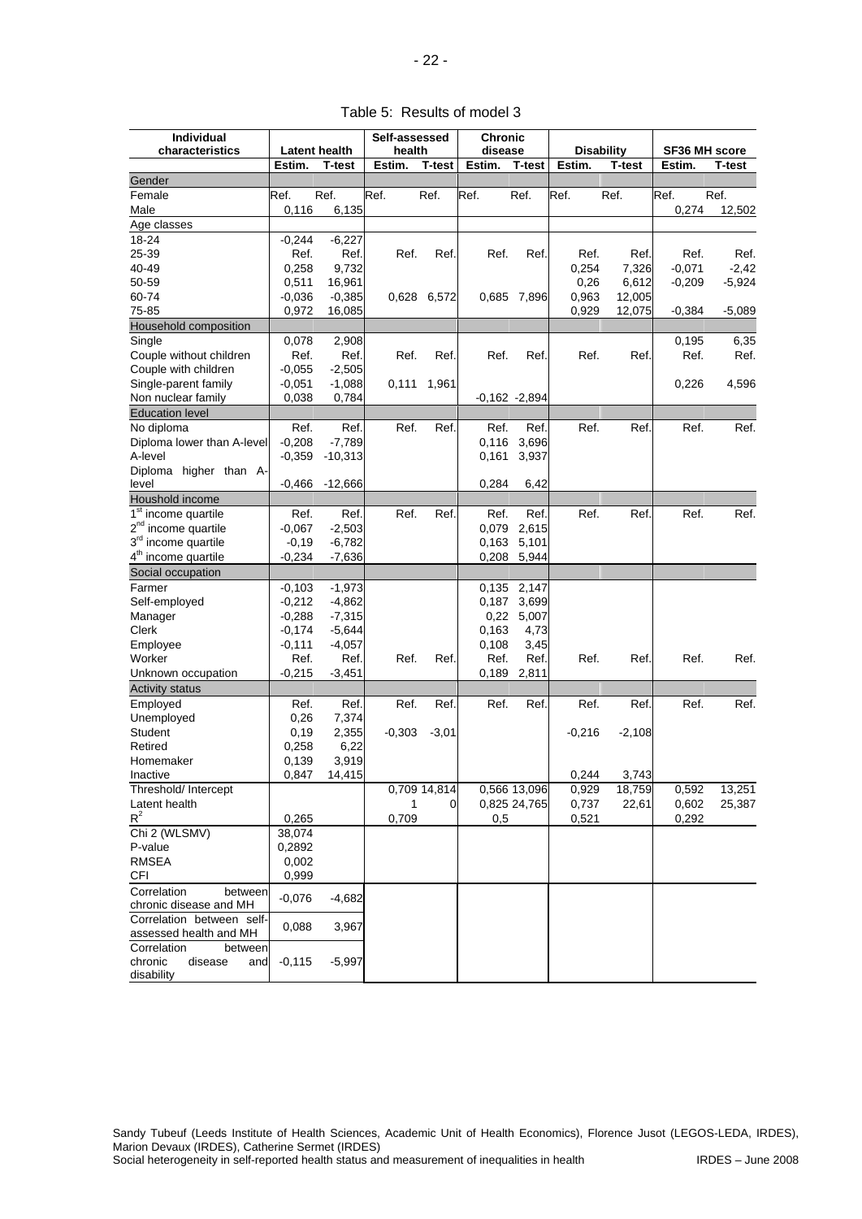Table 5: Results of model 3

| Individual characteristics | Latent health | | Self-assessed health | | Chronic disease | | Disability | | SF36 MH score | |
|---|---|---|---|---|---|---|---|---|---|---|
| | Estim. | T-test | Estim. | T-test | Estim. | T-test | Estim. | T-test | Estim. | T-test |
| Gender | | | | | | | | | | |
| Female | Ref. | Ref. | Ref. | Ref. | Ref. | Ref. | Ref. | Ref. | Ref. | Ref. |
| Male | 0,116 | 6,135 | | | | | | | 0,274 | 12,502 |
| Age classes | | | | | | | | | | |
| 18-24 | -0,244 | -6,227 | | | | | | | | |
| 25-39 | Ref. | Ref. | Ref. | Ref. | Ref. | Ref. | Ref. | Ref. | Ref. | Ref. |
| 40-49 | 0,258 | 9,732 | | | | | 0,254 | 7,326 | -0,071 | -2,42 |
| 50-59 | 0,511 | 16,961 | | | | | 0,26 | 6,612 | -0,209 | -5,924 |
| 60-74 | -0,036 | -0,385 | 0,628 | 6,572 | 0,685 | 7,896 | 0,963 | 12,005 | | |
| 75-85 | 0,972 | 16,085 | | | | | 0,929 | 12,075 | -0,384 | -5,089 |
| Household composition | | | | | | | | | | |
| Single | 0,078 | 2,908 | | | | | | | 0,195 | 6,35 |
| Couple without children | Ref. | Ref. | Ref. | Ref. | Ref. | Ref. | Ref. | Ref. | Ref. | Ref. |
| Couple with children | -0,055 | -2,505 | | | | | | | | |
| Single-parent family | -0,051 | -1,088 | 0,111 | 1,961 | | | | | 0,226 | 4,596 |
| Non nuclear family | 0,038 | 0,784 | | | -0,162 | -2,894 | | | | |
| Education level | | | | | | | | | | |
| No diploma | Ref. | Ref. | Ref. | Ref. | Ref. | Ref. | Ref. | Ref. | Ref. | Ref. |
| Diploma lower than A-level | -0,208 | -7,789 | | | 0,116 | 3,696 | | | | |
| A-level | -0,359 | -10,313 | | | 0,161 | 3,937 | | | | |
| Diploma higher than A-level | -0,466 | -12,666 | | | 0,284 | 6,42 | | | | |
| Houshold income | | | | | | | | | | |
| 1st income quartile | Ref. | Ref. | Ref. | Ref. | Ref. | Ref. | Ref. | Ref. | Ref. | Ref. |
| 2nd income quartile | -0,067 | -2,503 | | | 0,079 | 2,615 | | | | |
| 3rd income quartile | -0,19 | -6,782 | | | 0,163 | 5,101 | | | | |
| 4th income quartile | -0,234 | -7,636 | | | 0,208 | 5,944 | | | | |
| Social occupation | | | | | | | | | | |
| Farmer | -0,103 | -1,973 | | | 0,135 | 2,147 | | | | |
| Self-employed | -0,212 | -4,862 | | | 0,187 | 3,699 | | | | |
| Manager | -0,288 | -7,315 | | | 0,22 | 5,007 | | | | |
| Clerk | -0,174 | -5,644 | | | 0,163 | 4,73 | | | | |
| Employee | -0,111 | -4,057 | | | 0,108 | 3,45 | | | | |
| Worker | Ref. | Ref. | Ref. | Ref. | Ref. | Ref. | Ref. | Ref. | Ref. | Ref. |
| Unknown occupation | -0,215 | -3,451 | | | 0,189 | 2,811 | | | | |
| Activity status | | | | | | | | | | |
| Employed | Ref. | Ref. | Ref. | Ref. | Ref. | Ref. | Ref. | Ref. | Ref. | Ref. |
| Unemployed | 0,26 | 7,374 | | | | | | | | |
| Student | 0,19 | 2,355 | -0,303 | -3,01 | | | -0,216 | -2,108 | | |
| Retired | 0,258 | 6,22 | | | | | | | | |
| Homemaker | 0,139 | 3,919 | | | | | | | | |
| Inactive | 0,847 | 14,415 | | | | | 0,244 | 3,743 | | |
| Threshold/ Intercept | | | 0,709 | 14,814 | 0,566 | 13,096 | 0,929 | 18,759 | 0,592 | 13,251 |
| Latent health | | | 1 | 0 | 0,825 | 24,765 | 0,737 | 22,61 | 0,602 | 25,387 |
| $R^2$ | 0,265 | | 0,709 | | 0,5 | | 0,521 | | 0,292 | |
| Chi 2 (WLSMV) | 38,074 | | | | | | | | | |
| P-value | 0,2892 | | | | | | | | | |
| RMSEA | 0,002 | | | | | | | | | |
| CFI | 0,999 | | | | | | | | | |
| Correlation between chronic disease and MH | -0,076 | -4,682 | | | | | | | | |
| Correlation between self-assessed health and MH | 0,088 | 3,967 | | | | | | | | |
| Correlation between chronic disease and disability | -0,115 | -5,997 | | | | | | | | |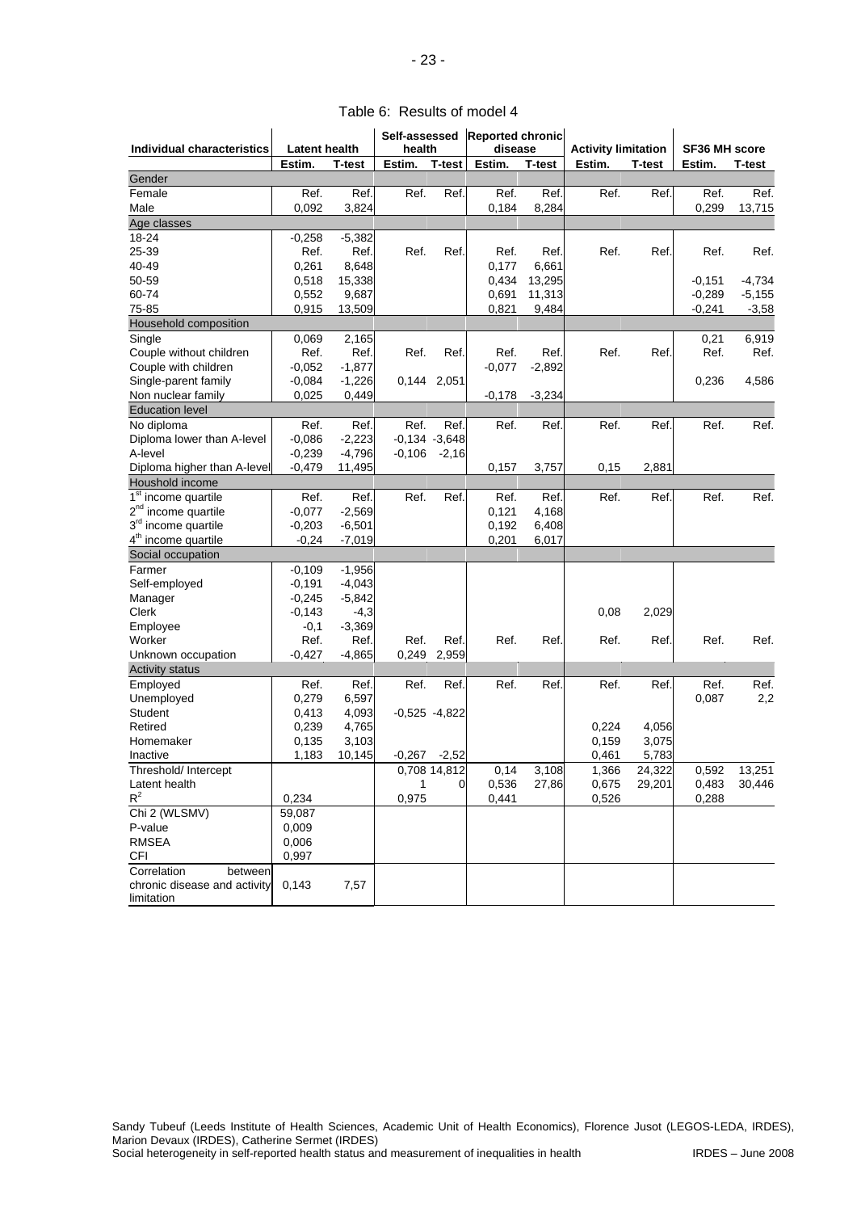Table 6: Results of model 4

| Individual characteristics | Latent health | | Self-assessed health | | Reported chronic disease | | Activity limitation | | SF36 MH score | |
|---|---|---|---|---|---|---|---|---|---|---|
| | Estim. | T-test | Estim. | T-test | Estim. | T-test | Estim. | T-test | Estim. | T-test |
| Gender | | | | | | | | | | |
| Female | Ref. | Ref. | Ref. | Ref. | Ref. | Ref. | Ref. | Ref. | Ref. | Ref. |
| Male | 0,092 | 3,824 | | | 0,184 | 8,284 | | | 0,299 | 13,715 |
| Age classes | | | | | | | | | | |
| 18-24 | -0,258 | -5,382 | | | | | | | | |
| 25-39 | Ref. | Ref. | Ref. | Ref. | Ref. | Ref. | Ref. | Ref. | Ref. | Ref. |
| 40-49 | 0,261 | 8,648 | | | 0,177 | 6,661 | | | | |
| 50-59 | 0,518 | 15,338 | | | 0,434 | 13,295 | | | -0,151 | -4,734 |
| 60-74 | 0,552 | 9,687 | | | 0,691 | 11,313 | | | -0,289 | -5,155 |
| 75-85 | 0,915 | 13,509 | | | 0,821 | 9,484 | | | -0,241 | -3,58 |
| Household composition | | | | | | | | | | |
| Single | 0,069 | 2,165 | | | | | | | 0,21 | 6,919 |
| Couple without children | Ref. | Ref. | Ref. | Ref. | Ref. | Ref. | Ref. | Ref. | Ref. | Ref. |
| Couple with children | -0,052 | -1,877 | | | -0,077 | -2,892 | | | | |
| Single-parent family | -0,084 | -1,226 | 0,144 | 2,051 | | | | | 0,236 | 4,586 |
| Non nuclear family | 0,025 | 0,449 | | | -0,178 | -3,234 | | | | |
| Education level | | | | | | | | | | |
| No diploma | Ref. | Ref. | Ref. | Ref. | Ref. | Ref. | Ref. | Ref. | Ref. | Ref. |
| Diploma lower than A-level | -0,086 | -2,223 | -0,134 | -3,648 | | | | | | |
| A-level | -0,239 | -4,796 | -0,106 | -2,16 | | | | | | |
| Diploma higher than A-level | -0,479 | 11,495 | | | 0,157 | 3,757 | 0,15 | 2,881 | | |
| Houshold income | | | | | | | | | | |
| 1st income quartile | Ref. | Ref. | Ref. | Ref. | Ref. | Ref. | Ref. | Ref. | Ref. | Ref. |
| 2nd income quartile | -0,077 | -2,569 | | | 0,121 | 4,168 | | | | |
| 3rd income quartile | -0,203 | -6,501 | | | 0,192 | 6,408 | | | | |
| 4th income quartile | -0,24 | -7,019 | | | 0,201 | 6,017 | | | | |
| Social occupation | | | | | | | | | | |
| Farmer | -0,109 | -1,956 | | | | | | | | |
| Self-employed | -0,191 | -4,043 | | | | | | | | |
| Manager | -0,245 | -5,842 | | | | | | | | |
| Clerk | -0,143 | -4,3 | | | | | 0,08 | 2,029 | | |
| Employee | -0,1 | -3,369 | | | | | | | | |
| Worker | Ref. | Ref. | Ref. | Ref. | Ref. | Ref. | Ref. | Ref. | Ref. | Ref. |
| Unknown occupation | -0,427 | -4,865 | 0,249 | 2,959 | | | | | | |
| Activity status | | | | | | | | | | |
| Employed | Ref. | Ref. | Ref. | Ref. | Ref. | Ref. | Ref. | Ref. | Ref. | Ref. |
| Unemployed | 0,279 | 6,597 | | | | | | | 0,087 | 2,2 |
| Student | 0,413 | 4,093 | -0,525 | -4,822 | | | | | | |
| Retired | 0,239 | 4,765 | | | | | 0,224 | 4,056 | | |
| Homemaker | 0,135 | 3,103 | | | | | 0,159 | 3,075 | | |
| Inactive | 1,183 | 10,145 | -0,267 | -2,52 | | | 0,461 | 5,783 | | |
| Threshold/ Intercept | | | 0,708 | 14,812 | 0,14 | 3,108 | 1,366 | 24,322 | 0,592 | 13,251 |
| Latent health | | | 1 | 0 | 0,536 | 27,86 | 0,675 | 29,201 | 0,483 | 30,446 |
| $R^2$ | 0,234 | | 0,975 | | 0,441 | | 0,526 | | 0,288 | |
| Chi 2 (WLSMV) | 59,087 | | | | | | | | | |
| P-value | 0,009 | | | | | | | | | |
| RMSEA | 0,006 | | | | | | | | | |
| CFI | 0,997 | | | | | | | | | |
| Correlation between chronic disease and activity limitation | 0,143 | 7,57 | | | | | | | | |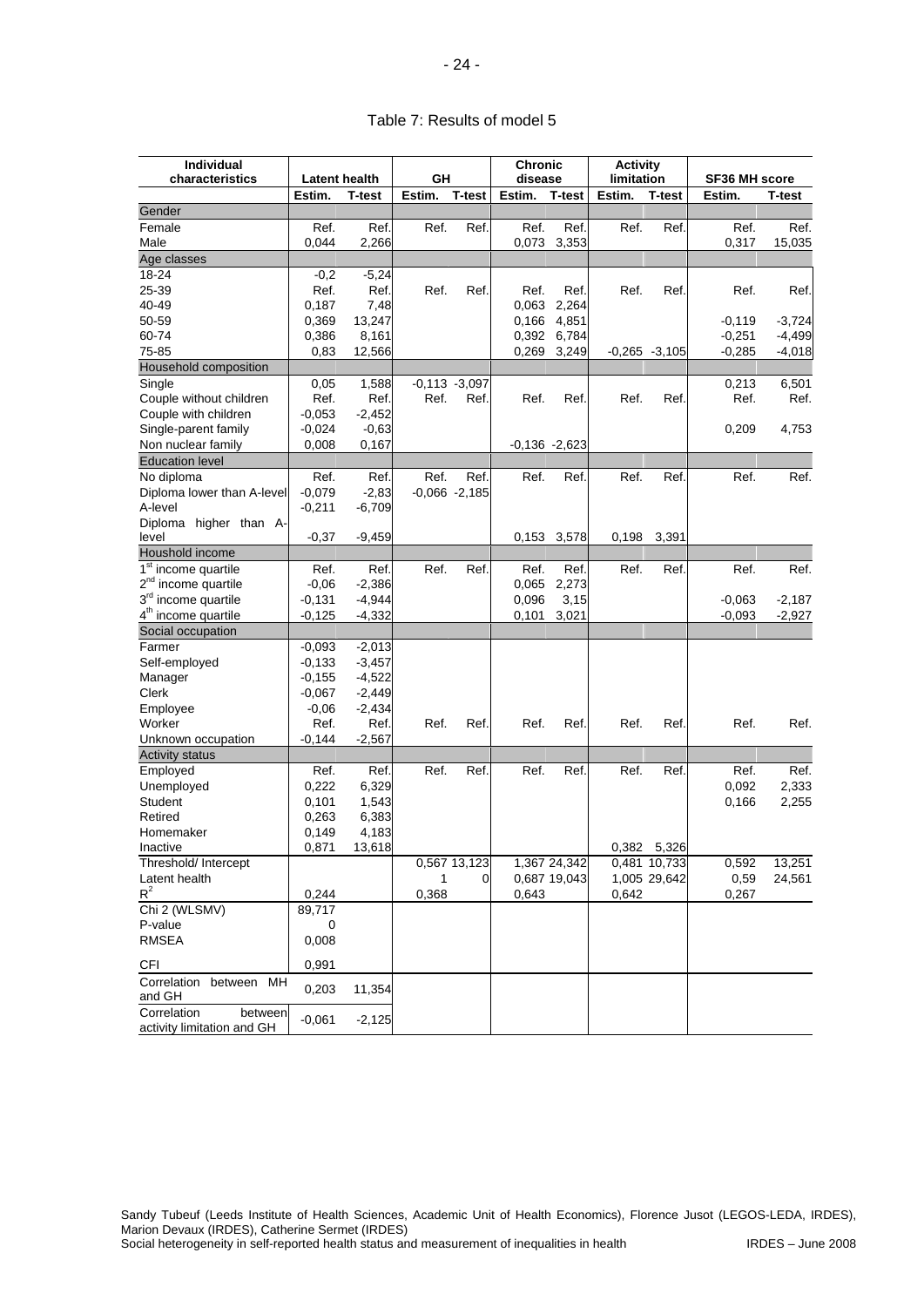Table 7: Results of model 5

| Individual characteristics | Latent health | | GH | | Chronic disease | | Activity limitation | | SF36 MH score | |
|---|---|---|---|---|---|---|---|---|---|---|
| | Estim. | T-test | Estim. | T-test | Estim. | T-test | Estim. | T-test | Estim. | T-test |
| Gender | | | | | | | | | | |
| Female | Ref. | Ref. | Ref. | Ref. | Ref. | Ref. | Ref. | Ref. | Ref. | Ref. |
| Male | 0,044 | 2,266 | | | 0,073 | 3,353 | | | 0,317 | 15,035 |
| Age classes | | | | | | | | | | |
| 18-24 | -0,2 | -5,24 | | | | | | | | |
| 25-39 | Ref. | Ref. | Ref. | Ref. | Ref. | Ref. | Ref. | Ref. | Ref. | Ref. |
| 40-49 | 0,187 | 7,48 | | | 0,063 | 2,264 | | | | |
| 50-59 | 0,369 | 13,247 | | | 0,166 | 4,851 | | | -0,119 | -3,724 |
| 60-74 | 0,386 | 8,161 | | | 0,392 | 6,784 | | | -0,251 | -4,499 |
| 75-85 | 0,83 | 12,566 | | | 0,269 | 3,249 | -0,265 | -3,105 | -0,285 | -4,018 |
| Household composition | | | | | | | | | | |
| Single | 0,05 | 1,588 | -0,113 | -3,097 | | | | | 0,213 | 6,501 |
| Couple without children | Ref. | Ref. | Ref. | Ref. | Ref. | Ref. | Ref. | Ref. | Ref. | Ref. |
| Couple with children | -0,053 | -2,452 | | | | | | | | |
| Single-parent family | -0,024 | -0,63 | | | | | | | 0,209 | 4,753 |
| Non nuclear family | 0,008 | 0,167 | | | -0,136 | -2,623 | | | | |
| Education level | | | | | | | | | | |
| No diploma | Ref. | Ref. | Ref. | Ref. | Ref. | Ref. | Ref. | Ref. | Ref. | Ref. |
| Diploma lower than A-level | -0,079 | -2,83 | -0,066 | -2,185 | | | | | | |
| A-level | -0,211 | -6,709 | | | | | | | | |
| Diploma higher than A-level | -0,37 | -9,459 | | | 0,153 | 3,578 | 0,198 | 3,391 | | |
| Houshold income | | | | | | | | | | |
| 1st income quartile | Ref. | Ref. | Ref. | Ref. | Ref. | Ref. | Ref. | Ref. | Ref. | Ref. |
| 2nd income quartile | -0,06 | -2,386 | | | 0,065 | 2,273 | | | | |
| 3rd income quartile | -0,131 | -4,944 | | | 0,096 | 3,15 | | | -0,063 | -2,187 |
| 4th income quartile | -0,125 | -4,332 | | | 0,101 | 3,021 | | | -0,093 | -2,927 |
| Social occupation | | | | | | | | | | |
| Farmer | -0,093 | -2,013 | | | | | | | | |
| Self-employed | -0,133 | -3,457 | | | | | | | | |
| Manager | -0,155 | -4,522 | | | | | | | | |
| Clerk | -0,067 | -2,449 | | | | | | | | |
| Employee | -0,06 | -2,434 | | | | | | | | |
| Worker | Ref. | Ref. | Ref. | Ref. | Ref. | Ref. | Ref. | Ref. | Ref. | Ref. |
| Unknown occupation | -0,144 | -2,567 | | | | | | | | |
| Activity status | | | | | | | | | | |
| Employed | Ref. | Ref. | Ref. | Ref. | Ref. | Ref. | Ref. | Ref. | Ref. | Ref. |
| Unemployed | 0,222 | 6,329 | | | | | | | 0,092 | 2,333 |
| Student | 0,101 | 1,543 | | | | | | | 0,166 | 2,255 |
| Retired | 0,263 | 6,383 | | | | | | | | |
| Homemaker | 0,149 | 4,183 | | | | | | | | |
| Inactive | 0,871 | 13,618 | | | | | 0,382 | 5,326 | | |
| Threshold/ Intercept | | | 0,567 | 13,123 | 1,367 | 24,342 | 0,481 | 10,733 | 0,592 | 13,251 |
| Latent health | | | 1 | 0 | 0,687 | 19,043 | 1,005 | 29,642 | 0,59 | 24,561 |
| $R^2$ | 0,244 | | 0,368 | | 0,643 | | 0,642 | | 0,267 | |
| Chi 2 (WLSMV) | 89,717 | | | | | | | | | |
| P-value | 0 | | | | | | | | | |
| RMSEA | 0,008 | | | | | | | | | |
| CFI | 0,991 | | | | | | | | | |
| Correlation between MH and GH | 0,203 | 11,354 | | | | | | | | |
| Correlation between activity limitation and GH | -0,061 | -2,125 | | | | | | | | |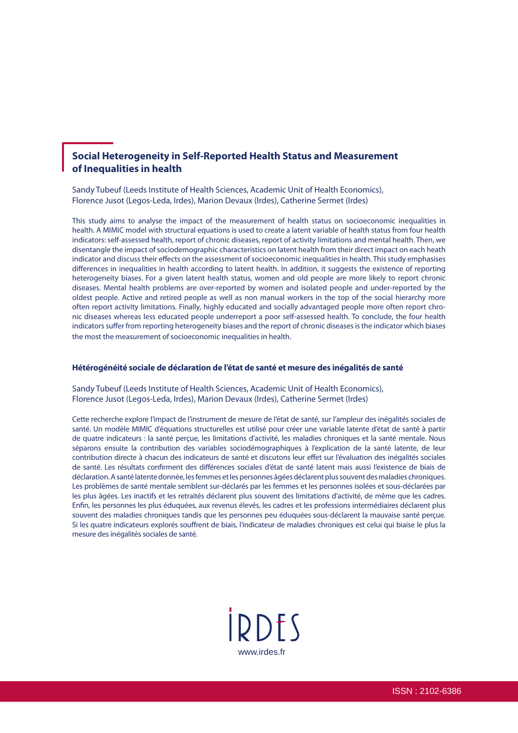## Social Heterogeneity in Self-Reported Health Status and Measurement of Inequalities in health

Sandy Tubeuf (Leeds Institute of Health Sciences, Academic Unit of Health Economics), Florence Jusot (Legos-Leda, Irdes), Marion Devaux (Irdes), Catherine Sermet (Irdes)

This study aims to analyse the impact of the measurement of health status on socioeconomic inequalities in health. A MIMIC model with structural equations is used to create a latent variable of health status from four health indicators: self-assessed health, report of chronic diseases, report of activity limitations and mental health. Then, we disentangle the impact of sociodemographic characteristics on latent health from their direct impact on each heath indicator and discuss their effects on the assessment of socioeconomic inequalities in health. This study emphasises differences in inequalities in health according to latent health. In addition, it suggests the existence of reporting heterogeneity biases. For a given latent health status, women and old people are more likely to report chronic diseases. Mental health problems are over-reported by women and isolated people and under-reported by the oldest people. Active and retired people as well as non manual workers in the top of the social hierarchy more often report activity limitations. Finally, highly educated and socially advantaged people more often report chronic diseases whereas less educated people underreport a poor self-assessed health. To conclude, the four health indicators suffer from reporting heterogeneity biases and the report of chronic diseases is the indicator which biases the most the measurement of socioeconomic inequalities in health.

### Hétérogénéité sociale de déclaration de l'état de santé et mesure des inégalités de santé

Sandy Tubeuf (Leeds Institute of Health Sciences, Academic Unit of Health Economics), Florence Jusot (Legos-Leda, Irdes), Marion Devaux (Irdes), Catherine Sermet (Irdes)

Cette recherche explore l'impact de l'instrument de mesure de l'état de santé, sur l'ampleur des inégalités sociales de santé. Un modèle MIMIC d'équations structurelles est utilisé pour créer une variable latente d'état de santé à partir de quatre indicateurs : la santé perçue, les limitations d'activité, les maladies chroniques et la santé mentale. Nous séparons ensuite la contribution des variables sociodémographiques à l'explication de la santé latente, de leur contribution directe à chacun des indicateurs de santé et discutons leur effet sur l'évaluation des inégalités sociales de santé. Les résultats confirment des différences sociales d'état de santé latent mais aussi l'existence de biais de déclaration. A santé latente donnée, les femmes et les personnes âgées déclarent plus souvent des maladies chroniques. Les problèmes de santé mentale semblent sur-déclarés par les femmes et les personnes isolées et sous-déclarées par les plus âgées. Les inactifs et les retraités déclarent plus souvent des limitations d'activité, de même que les cadres. Enfin, les personnes les plus éduquées, aux revenus élevés, les cadres et les professions intermédiaires déclarent plus souvent des maladies chroniques tandis que les personnes peu éduquées sous-déclarent la mauvaise santé perçue. Si les quatre indicateurs explorés souffrent de biais, l'indicateur de maladies chroniques est celui qui biaise le plus la mesure des inégalités sociales de santé.

IRDES
www.irdes.fr

ISSN : 2102-6386